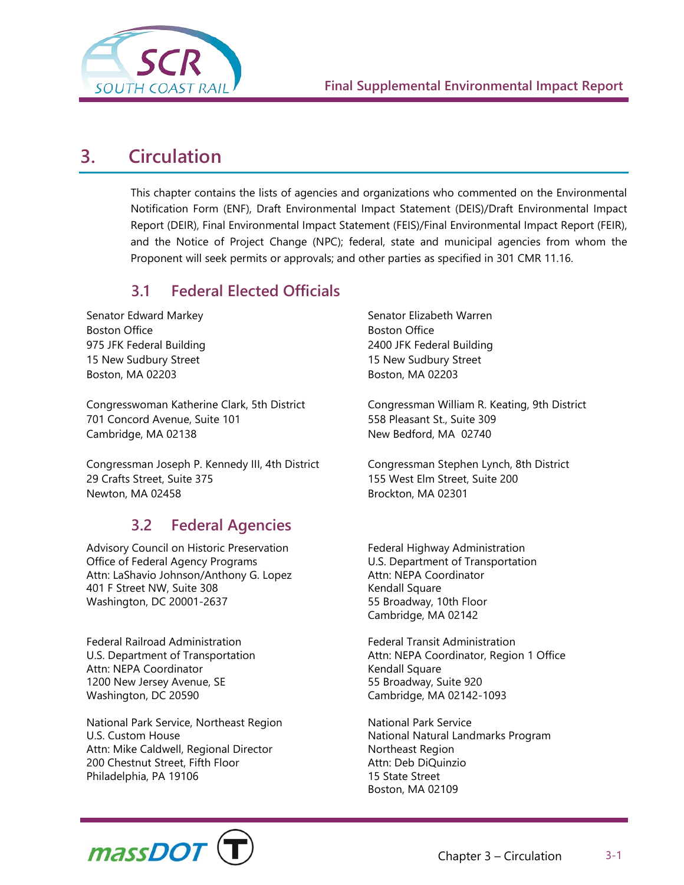# 3. Circulation

This chapter contains the lists of agencies and organizations who commented on the Environmental Notification Form (ENF), Draft Environmental Impact Statement (DEIS)/Draft Environmental Impact Report (DEIR), Final Environmental Impact Statement (FEIS)/Final Environmental Impact Report (FEIR), and the Notice of Project Change (NPC); federal, state and municipal agencies from whom the Proponent will seek permits or approvals; and other parties as specified in 301 CMR 11.16.

## 3.1 Federal Elected Officials

Senator Edward Markey
Boston Office
975 JFK Federal Building
15 New Sudbury Street
Boston, MA 02203

Senator Elizabeth Warren
Boston Office
2400 JFK Federal Building
15 New Sudbury Street
Boston, MA 02203

Congresswoman Katherine Clark, 5th District
701 Concord Avenue, Suite 101
Cambridge, MA 02138

Congressman William R. Keating, 9th District
558 Pleasant St., Suite 309
New Bedford, MA 02740

Congressman Joseph P. Kennedy III, 4th District
29 Crafts Street, Suite 375
Newton, MA 02458

Congressman Stephen Lynch, 8th District
155 West Elm Street, Suite 200
Brockton, MA 02301

## 3.2 Federal Agencies

Advisory Council on Historic Preservation
Office of Federal Agency Programs
Attn: LaShavio Johnson/Anthony G. Lopez
401 F Street NW, Suite 308
Washington, DC 20001-2637

Federal Highway Administration
U.S. Department of Transportation
Attn: NEPA Coordinator
Kendall Square
55 Broadway, 10th Floor
Cambridge, MA 02142

Federal Railroad Administration
U.S. Department of Transportation
Attn: NEPA Coordinator
1200 New Jersey Avenue, SE
Washington, DC 20590

Federal Transit Administration
Attn: NEPA Coordinator, Region 1 Office
Kendall Square
55 Broadway, Suite 920
Cambridge, MA 02142-1093

National Park Service, Northeast Region
U.S. Custom House
Attn: Mike Caldwell, Regional Director
200 Chestnut Street, Fifth Floor
Philadelphia, PA 19106

National Park Service
National Natural Landmarks Program
Northeast Region
Attn: Deb DiQuinzio
15 State Street
Boston, MA 02109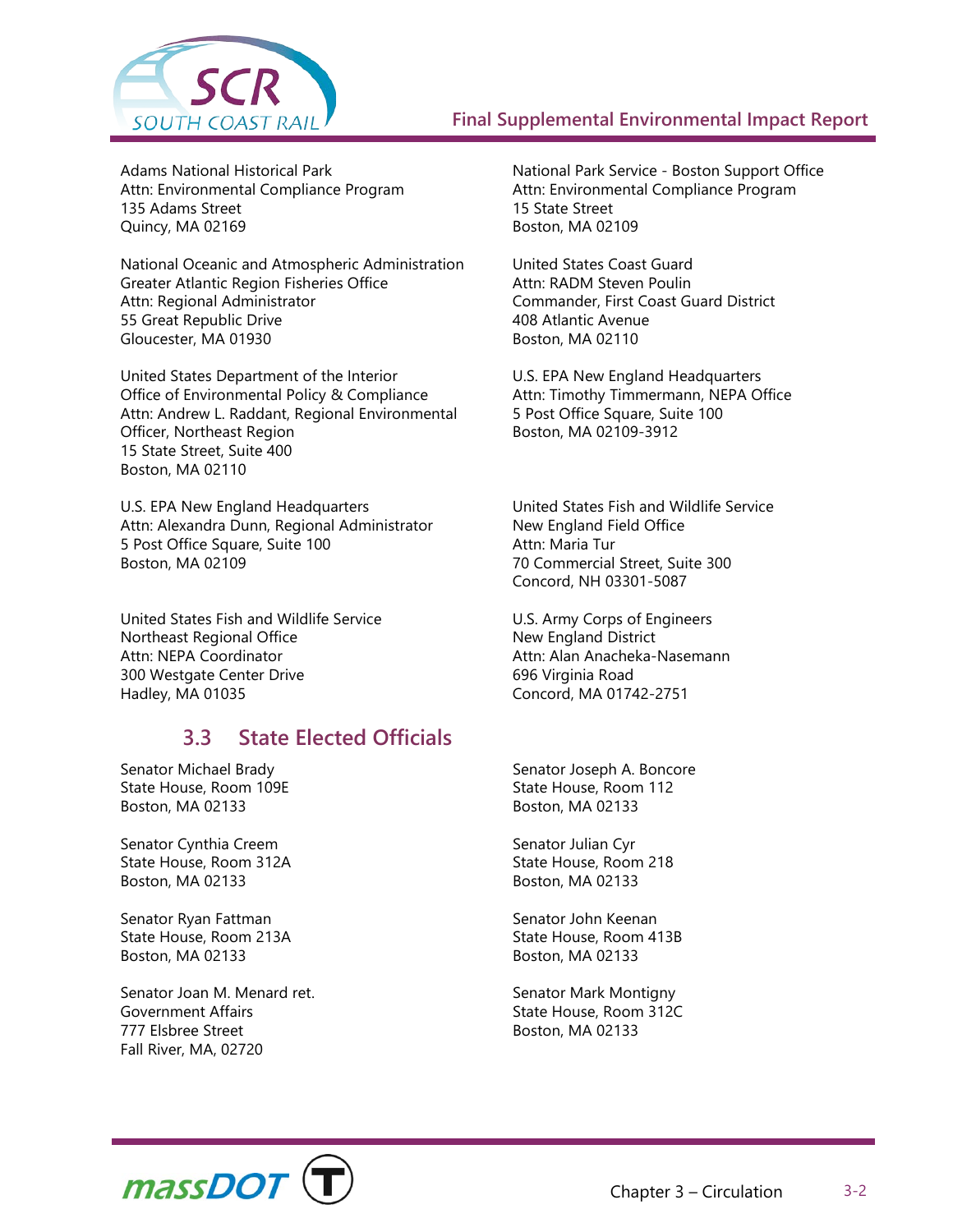Adams National Historical Park
Attn: Environmental Compliance Program
135 Adams Street
Quincy, MA 02169

National Oceanic and Atmospheric Administration
Greater Atlantic Region Fisheries Office
Attn: Regional Administrator
55 Great Republic Drive
Gloucester, MA 01930

United States Department of the Interior
Office of Environmental Policy & Compliance
Attn: Andrew L. Raddant, Regional Environmental Officer, Northeast Region
15 State Street, Suite 400
Boston, MA 02110

U.S. EPA New England Headquarters
Attn: Alexandra Dunn, Regional Administrator
5 Post Office Square, Suite 100
Boston, MA 02109

United States Fish and Wildlife Service
Northeast Regional Office
Attn: NEPA Coordinator
300 Westgate Center Drive
Hadley, MA 01035

National Park Service - Boston Support Office
Attn: Environmental Compliance Program
15 State Street
Boston, MA 02109

United States Coast Guard
Attn: RADM Steven Poulin
Commander, First Coast Guard District
408 Atlantic Avenue
Boston, MA 02110

U.S. EPA New England Headquarters
Attn: Timothy Timmermann, NEPA Office
5 Post Office Square, Suite 100
Boston, MA 02109-3912

United States Fish and Wildlife Service
New England Field Office
Attn: Maria Tur
70 Commercial Street, Suite 300
Concord, NH 03301-5087

U.S. Army Corps of Engineers
New England District
Attn: Alan Anacheka-Nasemann
696 Virginia Road
Concord, MA 01742-2751

## 3.3 State Elected Officials

Senator Michael Brady
State House, Room 109E
Boston, MA 02133

Senator Cynthia Creem
State House, Room 312A
Boston, MA 02133

Senator Ryan Fattman
State House, Room 213A
Boston, MA 02133

Senator Joan M. Menard ret.
Government Affairs
777 Elsbree Street
Fall River, MA, 02720

Senator Joseph A. Boncore
State House, Room 112
Boston, MA 02133

Senator Julian Cyr
State House, Room 218
Boston, MA 02133

Senator John Keenan
State House, Room 413B
Boston, MA 02133

Senator Mark Montigny
State House, Room 312C
Boston, MA 02133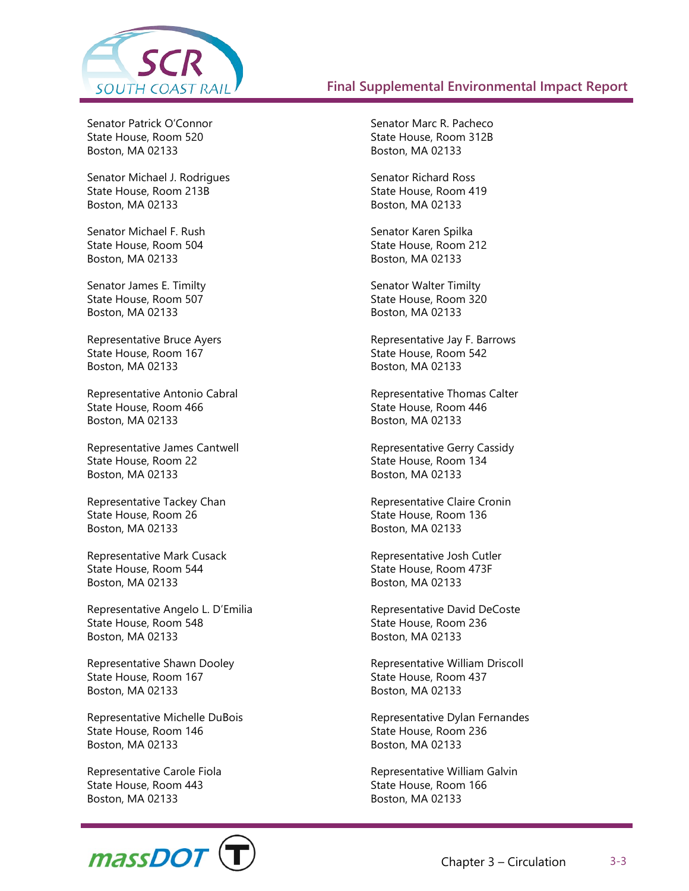Senator Patrick O'Connor
State House, Room 520
Boston, MA 02133

Senator Michael J. Rodrigues
State House, Room 213B
Boston, MA 02133

Senator Michael F. Rush
State House, Room 504
Boston, MA 02133

Senator James E. Timilty
State House, Room 507
Boston, MA 02133

Representative Bruce Ayers
State House, Room 167
Boston, MA 02133

Representative Antonio Cabral
State House, Room 466
Boston, MA 02133

Representative James Cantwell
State House, Room 22
Boston, MA 02133

Representative Tackey Chan
State House, Room 26
Boston, MA 02133

Representative Mark Cusack
State House, Room 544
Boston, MA 02133

Representative Angelo L. D'Emilia
State House, Room 548
Boston, MA 02133

Representative Shawn Dooley
State House, Room 167
Boston, MA 02133

Representative Michelle DuBois
State House, Room 146
Boston, MA 02133

Representative Carole Fiola
State House, Room 443
Boston, MA 02133

Senator Marc R. Pacheco
State House, Room 312B
Boston, MA 02133

Senator Richard Ross
State House, Room 419
Boston, MA 02133

Senator Karen Spilka
State House, Room 212
Boston, MA 02133

Senator Walter Timilty
State House, Room 320
Boston, MA 02133

Representative Jay F. Barrows
State House, Room 542
Boston, MA 02133

Representative Thomas Calter
State House, Room 446
Boston, MA 02133

Representative Gerry Cassidy
State House, Room 134
Boston, MA 02133

Representative Claire Cronin
State House, Room 136
Boston, MA 02133

Representative Josh Cutler
State House, Room 473F
Boston, MA 02133

Representative David DeCoste
State House, Room 236
Boston, MA 02133

Representative William Driscoll
State House, Room 437
Boston, MA 02133

Representative Dylan Fernandes
State House, Room 236
Boston, MA 02133

Representative William Galvin
State House, Room 166
Boston, MA 02133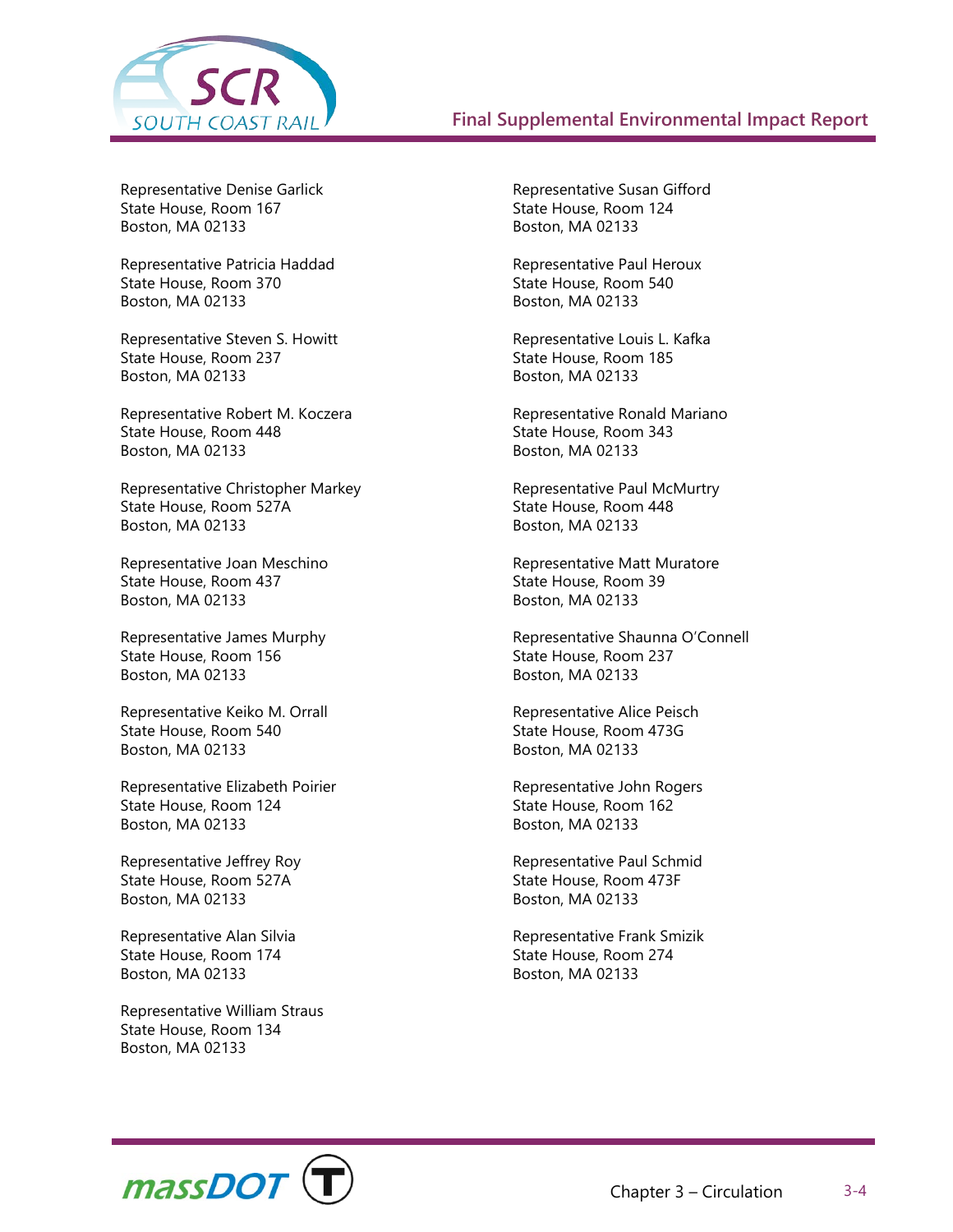Representative Denise Garlick
State House, Room 167
Boston, MA 02133

Representative Patricia Haddad
State House, Room 370
Boston, MA 02133

Representative Steven S. Howitt
State House, Room 237
Boston, MA 02133

Representative Robert M. Koczera
State House, Room 448
Boston, MA 02133

Representative Christopher Markey
State House, Room 527A
Boston, MA 02133

Representative Joan Meschino
State House, Room 437
Boston, MA 02133

Representative James Murphy
State House, Room 156
Boston, MA 02133

Representative Keiko M. Orrall
State House, Room 540
Boston, MA 02133

Representative Elizabeth Poirier
State House, Room 124
Boston, MA 02133

Representative Jeffrey Roy
State House, Room 527A
Boston, MA 02133

Representative Alan Silvia
State House, Room 174
Boston, MA 02133

Representative William Straus
State House, Room 134
Boston, MA 02133

Representative Susan Gifford
State House, Room 124
Boston, MA 02133

Representative Paul Heroux
State House, Room 540
Boston, MA 02133

Representative Louis L. Kafka
State House, Room 185
Boston, MA 02133

Representative Ronald Mariano
State House, Room 343
Boston, MA 02133

Representative Paul McMurtry
State House, Room 448
Boston, MA 02133

Representative Matt Muratore
State House, Room 39
Boston, MA 02133

Representative Shaunna O'Connell
State House, Room 237
Boston, MA 02133

Representative Alice Peisch
State House, Room 473G
Boston, MA 02133

Representative John Rogers
State House, Room 162
Boston, MA 02133

Representative Paul Schmid
State House, Room 473F
Boston, MA 02133

Representative Frank Smizik
State House, Room 274
Boston, MA 02133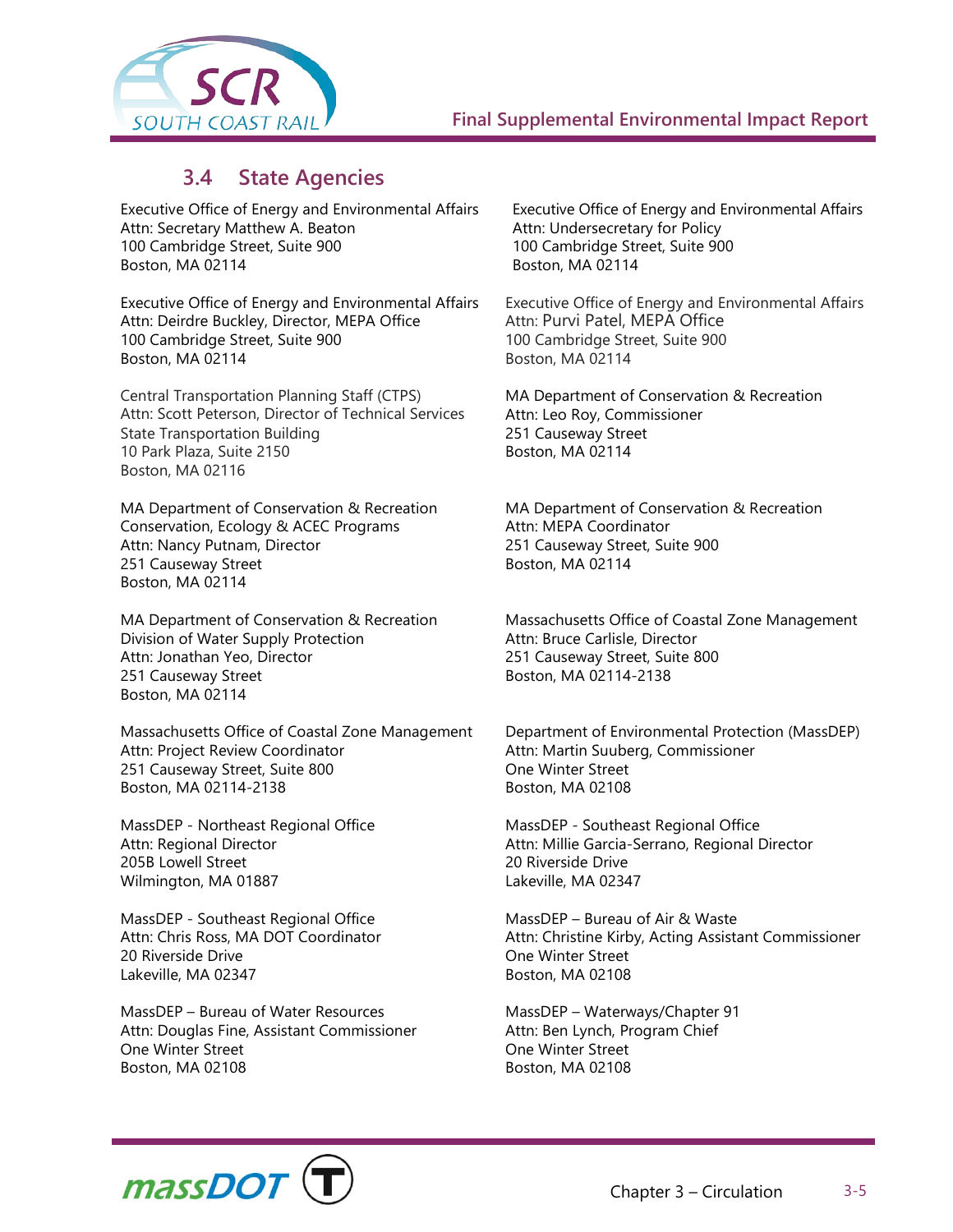## 3.4 State Agencies

Executive Office of Energy and Environmental Affairs
Attn: Secretary Matthew A. Beaton
100 Cambridge Street, Suite 900
Boston, MA 02114

Executive Office of Energy and Environmental Affairs
Attn: Undersecretary for Policy
100 Cambridge Street, Suite 900
Boston, MA 02114

Executive Office of Energy and Environmental Affairs
Attn: Deirdre Buckley, Director, MEPA Office
100 Cambridge Street, Suite 900
Boston, MA 02114

Executive Office of Energy and Environmental Affairs
Attn: Purvi Patel, MEPA Office
100 Cambridge Street, Suite 900
Boston, MA 02114

Central Transportation Planning Staff (CTPS)
Attn: Scott Peterson, Director of Technical Services
State Transportation Building
10 Park Plaza, Suite 2150
Boston, MA 02116

MA Department of Conservation & Recreation
Attn: Leo Roy, Commissioner
251 Causeway Street
Boston, MA 02114

MA Department of Conservation & Recreation
Conservation, Ecology & ACEC Programs
Attn: Nancy Putnam, Director
251 Causeway Street
Boston, MA 02114

MA Department of Conservation & Recreation
Attn: MEPA Coordinator
251 Causeway Street, Suite 900
Boston, MA 02114

MA Department of Conservation & Recreation
Division of Water Supply Protection
Attn: Jonathan Yeo, Director
251 Causeway Street
Boston, MA 02114

Massachusetts Office of Coastal Zone Management
Attn: Bruce Carlisle, Director
251 Causeway Street, Suite 800
Boston, MA 02114-2138

Massachusetts Office of Coastal Zone Management
Attn: Project Review Coordinator
251 Causeway Street, Suite 800
Boston, MA 02114-2138

Department of Environmental Protection (MassDEP)
Attn: Martin Suuberg, Commissioner
One Winter Street
Boston, MA 02108

MassDEP - Northeast Regional Office
Attn: Regional Director
205B Lowell Street
Wilmington, MA 01887

MassDEP - Southeast Regional Office
Attn: Millie Garcia-Serrano, Regional Director
20 Riverside Drive
Lakeville, MA 02347

MassDEP - Southeast Regional Office
Attn: Chris Ross, MA DOT Coordinator
20 Riverside Drive
Lakeville, MA 02347

MassDEP – Bureau of Air & Waste
Attn: Christine Kirby, Acting Assistant Commissioner
One Winter Street
Boston, MA 02108

MassDEP – Bureau of Water Resources
Attn: Douglas Fine, Assistant Commissioner
One Winter Street
Boston, MA 02108

MassDEP – Waterways/Chapter 91
Attn: Ben Lynch, Program Chief
One Winter Street
Boston, MA 02108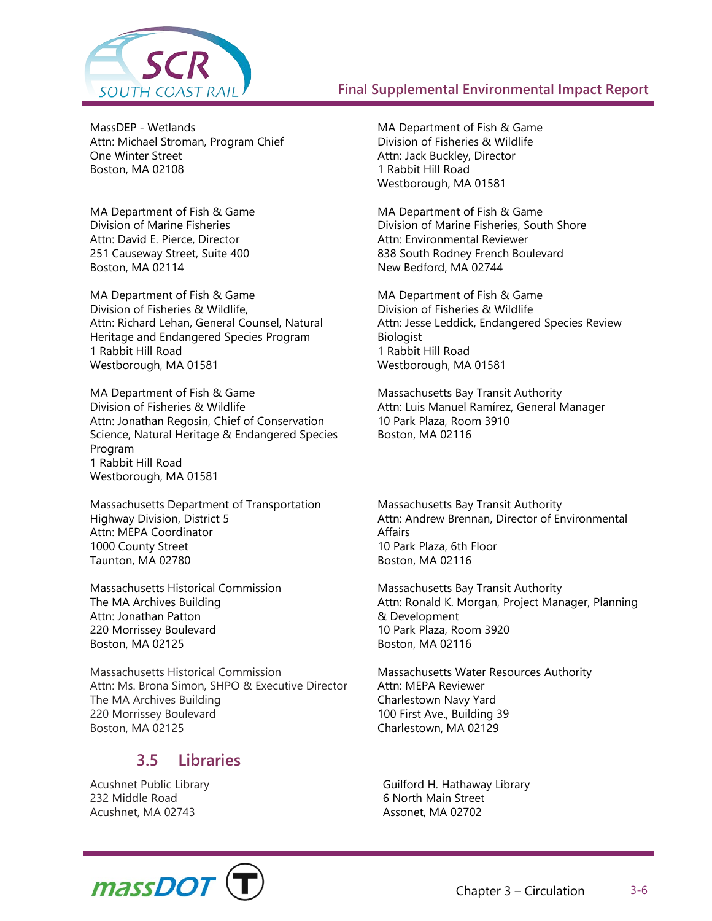MassDEP - Wetlands
Attn: Michael Stroman, Program Chief
One Winter Street
Boston, MA 02108

MA Department of Fish & Game
Division of Marine Fisheries
Attn: David E. Pierce, Director
251 Causeway Street, Suite 400
Boston, MA 02114

MA Department of Fish & Game
Division of Fisheries & Wildlife,
Attn: Richard Lehan, General Counsel, Natural Heritage and Endangered Species Program
1 Rabbit Hill Road
Westborough, MA 01581

MA Department of Fish & Game
Division of Fisheries & Wildlife
Attn: Jonathan Regosin, Chief of Conservation Science, Natural Heritage & Endangered Species Program
1 Rabbit Hill Road
Westborough, MA 01581

Massachusetts Department of Transportation
Highway Division, District 5
Attn: MEPA Coordinator
1000 County Street
Taunton, MA 02780

Massachusetts Historical Commission
The MA Archives Building
Attn: Jonathan Patton
220 Morrissey Boulevard
Boston, MA 02125

Massachusetts Historical Commission
Attn: Ms. Brona Simon, SHPO & Executive Director
The MA Archives Building
220 Morrissey Boulevard
Boston, MA 02125

MA Department of Fish & Game
Division of Fisheries & Wildlife
Attn: Jack Buckley, Director
1 Rabbit Hill Road
Westborough, MA 01581

MA Department of Fish & Game
Division of Marine Fisheries, South Shore
Attn: Environmental Reviewer
838 South Rodney French Boulevard
New Bedford, MA 02744

MA Department of Fish & Game
Division of Fisheries & Wildlife
Attn: Jesse Leddick, Endangered Species Review Biologist
1 Rabbit Hill Road
Westborough, MA 01581

Massachusetts Bay Transit Authority
Attn: Luis Manuel Ramírez, General Manager
10 Park Plaza, Room 3910
Boston, MA 02116

Massachusetts Bay Transit Authority
Attn: Andrew Brennan, Director of Environmental Affairs
10 Park Plaza, 6th Floor
Boston, MA 02116

Massachusetts Bay Transit Authority
Attn: Ronald K. Morgan, Project Manager, Planning & Development
10 Park Plaza, Room 3920
Boston, MA 02116

Massachusetts Water Resources Authority
Attn: MEPA Reviewer
Charlestown Navy Yard
100 First Ave., Building 39
Charlestown, MA 02129

## 3.5 Libraries

Acushnet Public Library
232 Middle Road
Acushnet, MA 02743

Guilford H. Hathaway Library
6 North Main Street
Assonet, MA 02702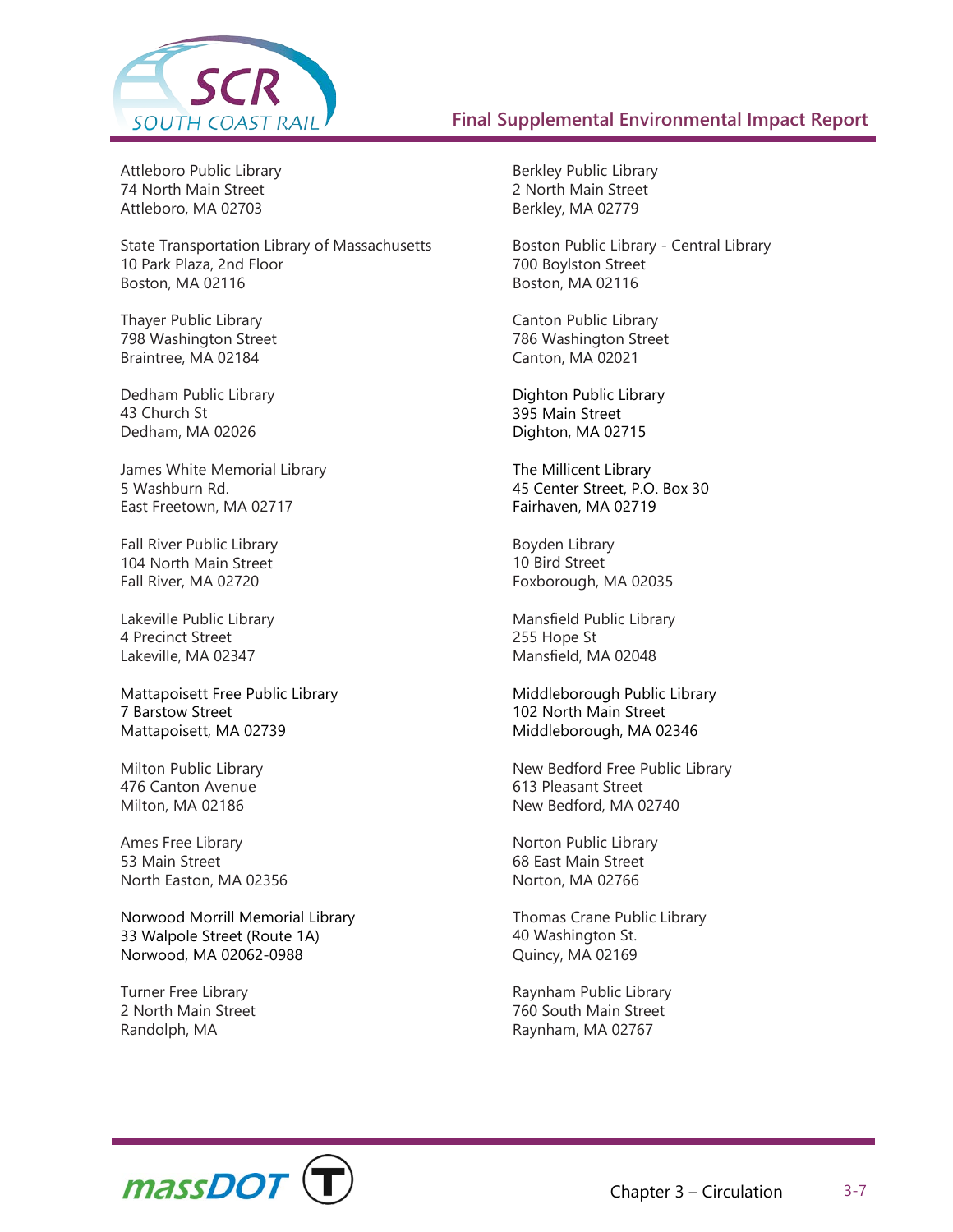Attleboro Public Library
74 North Main Street
Attleboro, MA 02703

Berkley Public Library
2 North Main Street
Berkley, MA 02779

State Transportation Library of Massachusetts
10 Park Plaza, 2nd Floor
Boston, MA 02116

Boston Public Library - Central Library
700 Boylston Street
Boston, MA 02116

Thayer Public Library
798 Washington Street
Braintree, MA 02184

Canton Public Library
786 Washington Street
Canton, MA 02021

Dedham Public Library
43 Church St
Dedham, MA 02026

Dighton Public Library
395 Main Street
Dighton, MA 02715

James White Memorial Library
5 Washburn Rd.
East Freetown, MA 02717

The Millicent Library
45 Center Street, P.O. Box 30
Fairhaven, MA 02719

Fall River Public Library
104 North Main Street
Fall River, MA 02720

Boyden Library
10 Bird Street
Foxborough, MA 02035

Lakeville Public Library
4 Precinct Street
Lakeville, MA 02347

Mansfield Public Library
255 Hope St
Mansfield, MA 02048

Mattapoisett Free Public Library
7 Barstow Street
Mattapoisett, MA 02739

Middleborough Public Library
102 North Main Street
Middleborough, MA 02346

Milton Public Library
476 Canton Avenue
Milton, MA 02186

New Bedford Free Public Library
613 Pleasant Street
New Bedford, MA 02740

Ames Free Library
53 Main Street
North Easton, MA 02356

Norton Public Library
68 East Main Street
Norton, MA 02766

Norwood Morrill Memorial Library
33 Walpole Street (Route 1A)
Norwood, MA 02062-0988

Thomas Crane Public Library
40 Washington St.
Quincy, MA 02169

Turner Free Library
2 North Main Street
Randolph, MA

Raynham Public Library
760 South Main Street
Raynham, MA 02767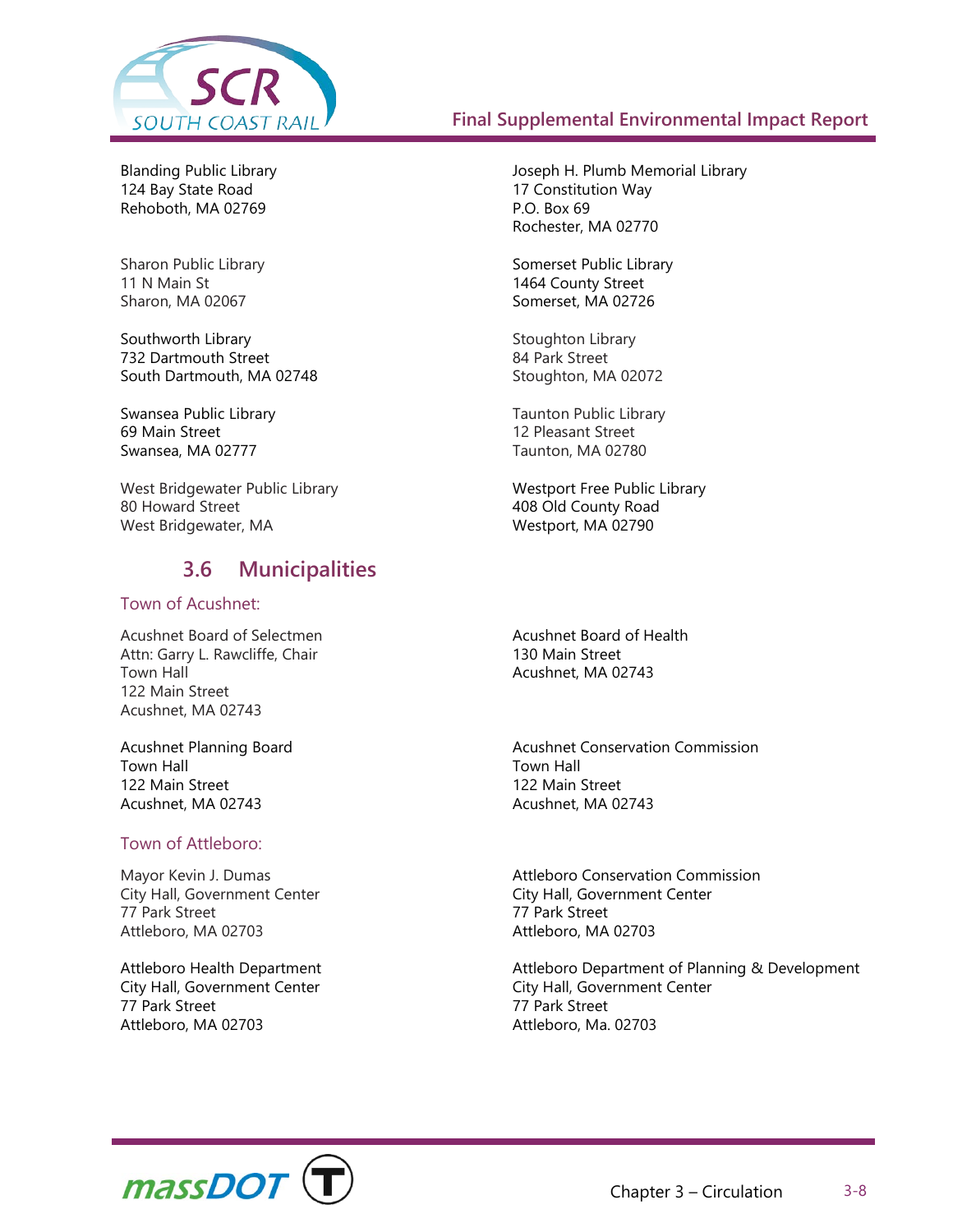Blanding Public Library
124 Bay State Road
Rehoboth, MA 02769

Joseph H. Plumb Memorial Library
17 Constitution Way
P.O. Box 69
Rochester, MA 02770

Sharon Public Library
11 N Main St
Sharon, MA 02067

Somerset Public Library
1464 County Street
Somerset, MA 02726

Southworth Library
732 Dartmouth Street
South Dartmouth, MA 02748

Stoughton Library
84 Park Street
Stoughton, MA 02072

Swansea Public Library
69 Main Street
Swansea, MA 02777

Taunton Public Library
12 Pleasant Street
Taunton, MA 02780

West Bridgewater Public Library
80 Howard Street
West Bridgewater, MA

Westport Free Public Library
408 Old County Road
Westport, MA 02790

## 3.6 Municipalities

### Town of Acushnet:

Acushnet Board of Selectmen
Attn: Garry L. Rawcliffe, Chair
Town Hall
122 Main Street
Acushnet, MA 02743

Acushnet Board of Health
130 Main Street
Acushnet, MA 02743

Acushnet Planning Board
Town Hall
122 Main Street
Acushnet, MA 02743

Acushnet Conservation Commission
Town Hall
122 Main Street
Acushnet, MA 02743

### Town of Attleboro:

Mayor Kevin J. Dumas
City Hall, Government Center
77 Park Street
Attleboro, MA 02703

Attleboro Conservation Commission
City Hall, Government Center
77 Park Street
Attleboro, MA 02703

Attleboro Health Department
City Hall, Government Center
77 Park Street
Attleboro, MA 02703

Attleboro Department of Planning & Development
City Hall, Government Center
77 Park Street
Attleboro, Ma. 02703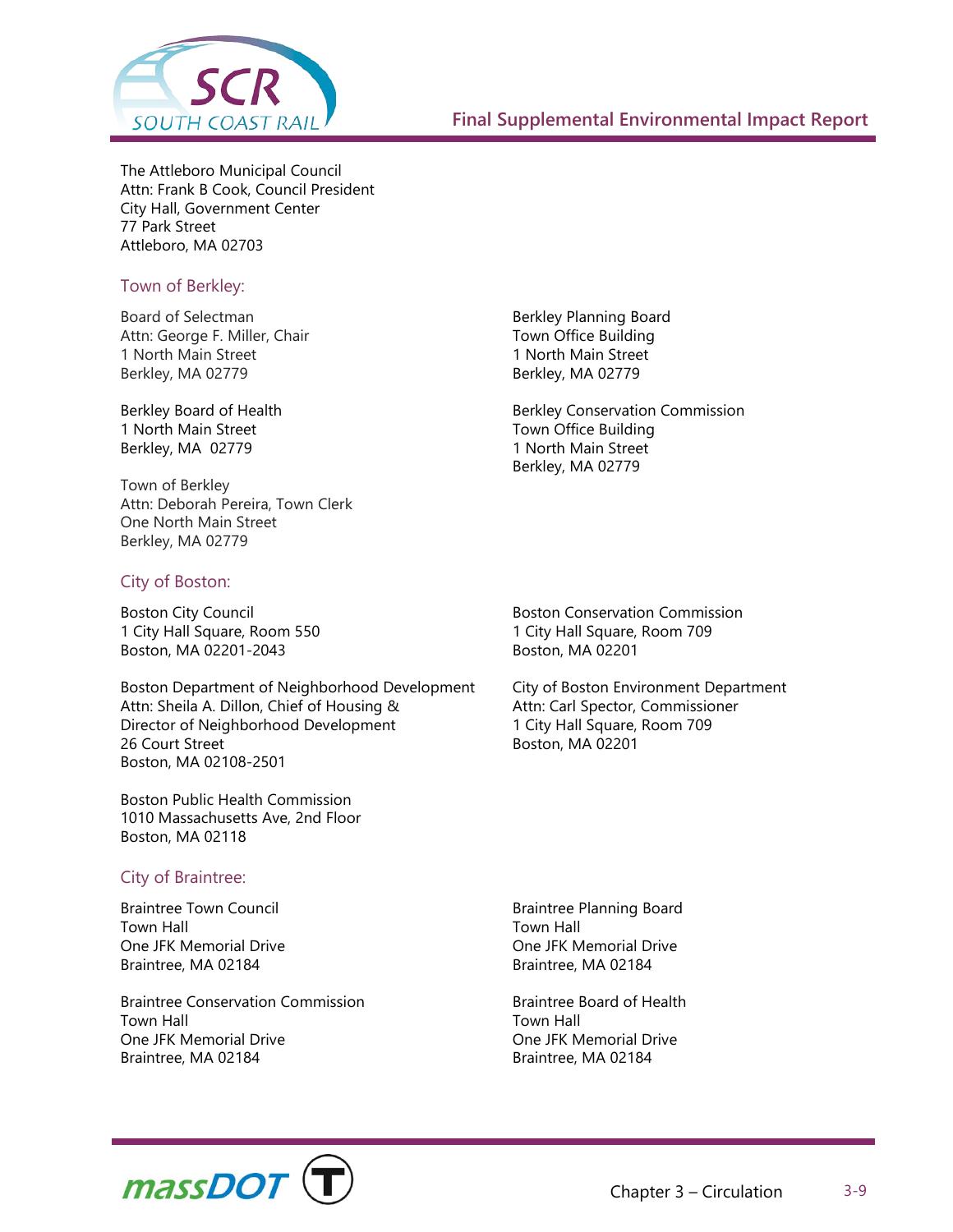The Attleboro Municipal Council
Attn: Frank B Cook, Council President
City Hall, Government Center
77 Park Street
Attleboro, MA 02703

### Town of Berkley:

Board of Selectman
Attn: George F. Miller, Chair
1 North Main Street
Berkley, MA 02779

Berkley Board of Health
1 North Main Street
Berkley, MA 02779

Town of Berkley
Attn: Deborah Pereira, Town Clerk
One North Main Street
Berkley, MA 02779

Berkley Planning Board
Town Office Building
1 North Main Street
Berkley, MA 02779

Berkley Conservation Commission
Town Office Building
1 North Main Street
Berkley, MA 02779

### City of Boston:

Boston City Council
1 City Hall Square, Room 550
Boston, MA 02201-2043

Boston Department of Neighborhood Development
Attn: Sheila A. Dillon, Chief of Housing &
Director of Neighborhood Development
26 Court Street
Boston, MA 02108-2501

Boston Public Health Commission
1010 Massachusetts Ave, 2nd Floor
Boston, MA 02118

Boston Conservation Commission
1 City Hall Square, Room 709
Boston, MA 02201

City of Boston Environment Department
Attn: Carl Spector, Commissioner
1 City Hall Square, Room 709
Boston, MA 02201

### City of Braintree:

Braintree Town Council
Town Hall
One JFK Memorial Drive
Braintree, MA 02184

Braintree Conservation Commission
Town Hall
One JFK Memorial Drive
Braintree, MA 02184

Braintree Planning Board
Town Hall
One JFK Memorial Drive
Braintree, MA 02184

Braintree Board of Health
Town Hall
One JFK Memorial Drive
Braintree, MA 02184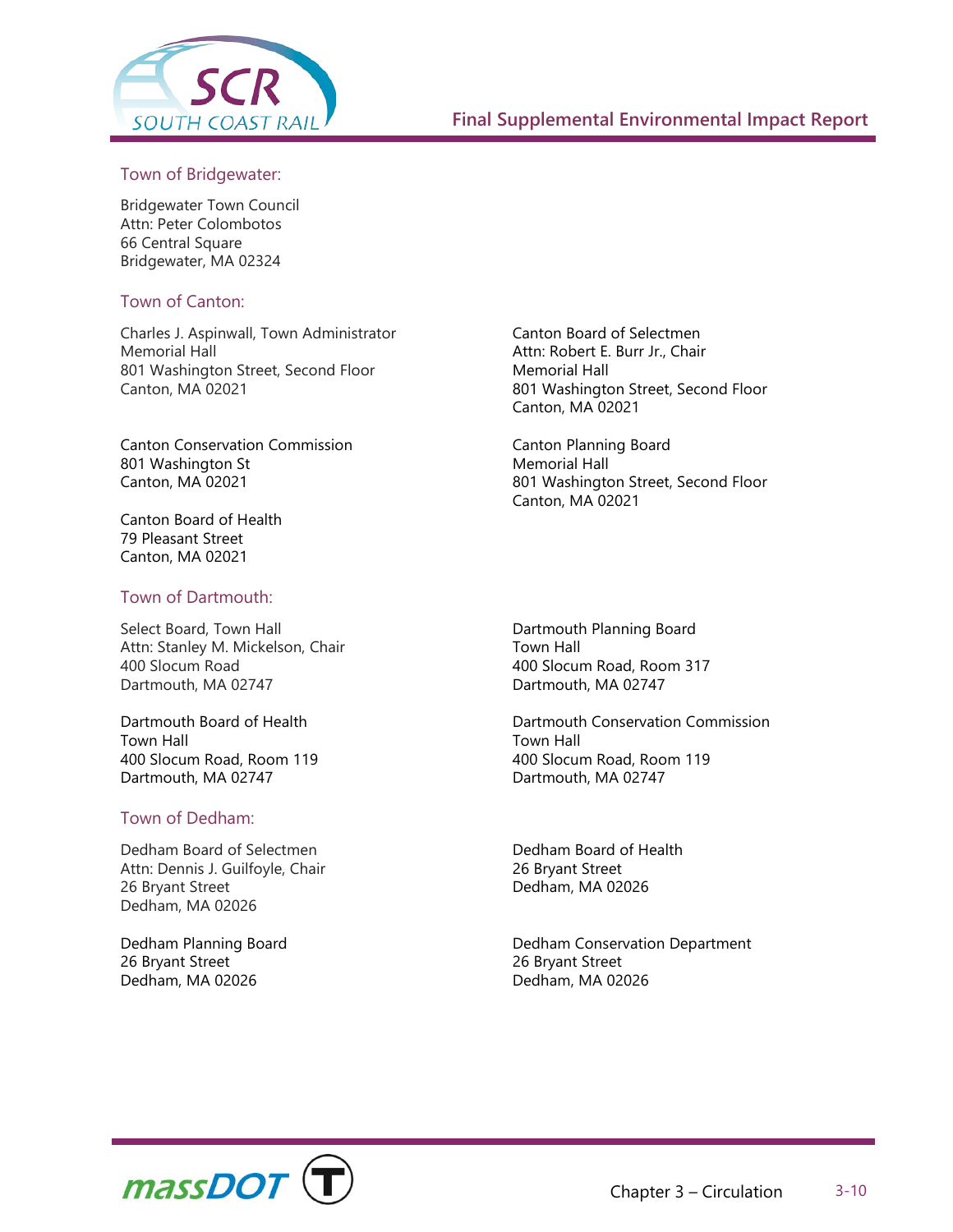## Town of Bridgewater:

Bridgewater Town Council
Attn: Peter Colombotos
66 Central Square
Bridgewater, MA 02324

## Town of Canton:

Charles J. Aspinwall, Town Administrator
Memorial Hall
801 Washington Street, Second Floor
Canton, MA 02021

Canton Board of Selectmen
Attn: Robert E. Burr Jr., Chair
Memorial Hall
801 Washington Street, Second Floor
Canton, MA 02021

Canton Conservation Commission
801 Washington St
Canton, MA 02021

Canton Planning Board
Memorial Hall
801 Washington Street, Second Floor
Canton, MA 02021

Canton Board of Health
79 Pleasant Street
Canton, MA 02021

## Town of Dartmouth:

Select Board, Town Hall
Attn: Stanley M. Mickelson, Chair
400 Slocum Road
Dartmouth, MA 02747

Dartmouth Planning Board
Town Hall
400 Slocum Road, Room 317
Dartmouth, MA 02747

Dartmouth Board of Health
Town Hall
400 Slocum Road, Room 119
Dartmouth, MA 02747

Dartmouth Conservation Commission
Town Hall
400 Slocum Road, Room 119
Dartmouth, MA 02747

## Town of Dedham:

Dedham Board of Selectmen
Attn: Dennis J. Guilfoyle, Chair
26 Bryant Street
Dedham, MA 02026

Dedham Board of Health
26 Bryant Street
Dedham, MA 02026

Dedham Planning Board
26 Bryant Street
Dedham, MA 02026

Dedham Conservation Department
26 Bryant Street
Dedham, MA 02026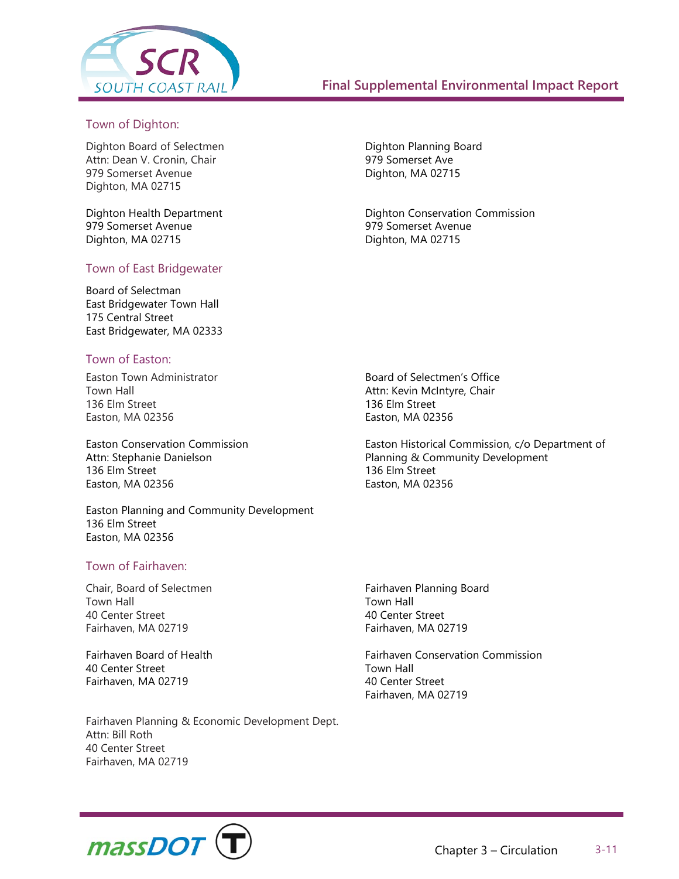### Town of Dighton:

Dighton Board of Selectmen
Attn: Dean V. Cronin, Chair
979 Somerset Avenue
Dighton, MA 02715

Dighton Planning Board
979 Somerset Ave
Dighton, MA 02715

Dighton Health Department
979 Somerset Avenue
Dighton, MA 02715

Dighton Conservation Commission
979 Somerset Avenue
Dighton, MA 02715

### Town of East Bridgewater

Board of Selectman
East Bridgewater Town Hall
175 Central Street
East Bridgewater, MA 02333

### Town of Easton:

Easton Town Administrator
Town Hall
136 Elm Street
Easton, MA 02356

Board of Selectmen's Office
Attn: Kevin McIntyre, Chair
136 Elm Street
Easton, MA 02356

Easton Conservation Commission
Attn: Stephanie Danielson
136 Elm Street
Easton, MA 02356

Easton Historical Commission, c/o Department of Planning & Community Development
136 Elm Street
Easton, MA 02356

Easton Planning and Community Development
136 Elm Street
Easton, MA 02356

### Town of Fairhaven:

Chair, Board of Selectmen
Town Hall
40 Center Street
Fairhaven, MA 02719

Fairhaven Planning Board
Town Hall
40 Center Street
Fairhaven, MA 02719

Fairhaven Board of Health
40 Center Street
Fairhaven, MA 02719

Fairhaven Conservation Commission
Town Hall
40 Center Street
Fairhaven, MA 02719

Fairhaven Planning & Economic Development Dept.
Attn: Bill Roth
40 Center Street
Fairhaven, MA 02719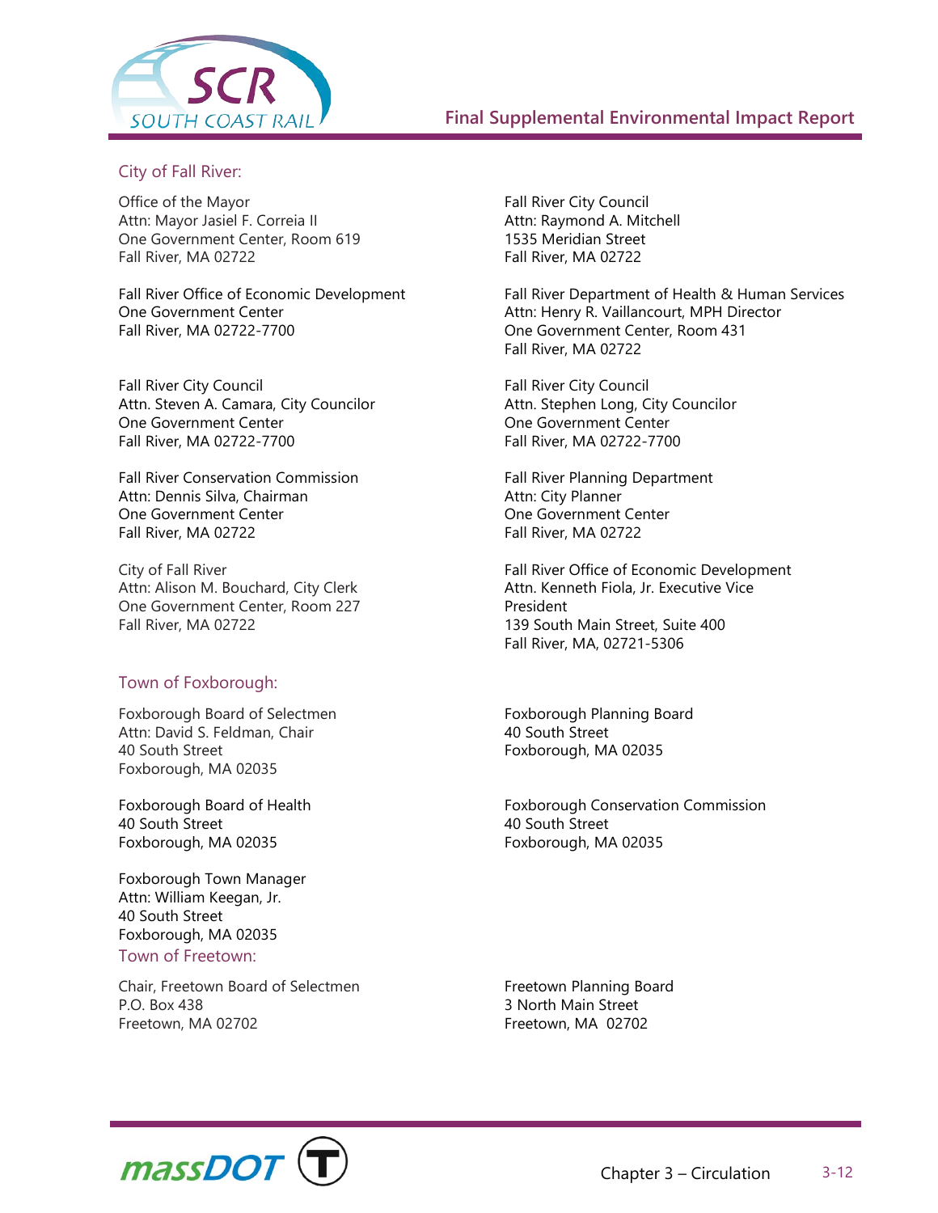### City of Fall River:

Office of the Mayor
Attn: Mayor Jasiel F. Correia II
One Government Center, Room 619
Fall River, MA 02722

Fall River City Council
Attn: Raymond A. Mitchell
1535 Meridian Street
Fall River, MA 02722

Fall River Office of Economic Development
One Government Center
Fall River, MA 02722-7700

Fall River Department of Health & Human Services
Attn: Henry R. Vaillancourt, MPH Director
One Government Center, Room 431
Fall River, MA 02722

Fall River City Council
Attn. Steven A. Camara, City Councilor
One Government Center
Fall River, MA 02722-7700

Fall River City Council
Attn. Stephen Long, City Councilor
One Government Center
Fall River, MA 02722-7700

Fall River Conservation Commission
Attn: Dennis Silva, Chairman
One Government Center
Fall River, MA 02722

Fall River Planning Department
Attn: City Planner
One Government Center
Fall River, MA 02722

City of Fall River
Attn: Alison M. Bouchard, City Clerk
One Government Center, Room 227
Fall River, MA 02722

Fall River Office of Economic Development
Attn. Kenneth Fiola, Jr. Executive Vice President
139 South Main Street, Suite 400
Fall River, MA, 02721-5306

### Town of Foxborough:

Foxborough Board of Selectmen
Attn: David S. Feldman, Chair
40 South Street
Foxborough, MA 02035

Foxborough Planning Board
40 South Street
Foxborough, MA 02035

Foxborough Board of Health
40 South Street
Foxborough, MA 02035

Foxborough Conservation Commission
40 South Street
Foxborough, MA 02035

Foxborough Town Manager
Attn: William Keegan, Jr.
40 South Street
Foxborough, MA 02035

### Town of Freetown:

Chair, Freetown Board of Selectmen
P.O. Box 438
Freetown, MA 02702

Freetown Planning Board
3 North Main Street
Freetown, MA 02702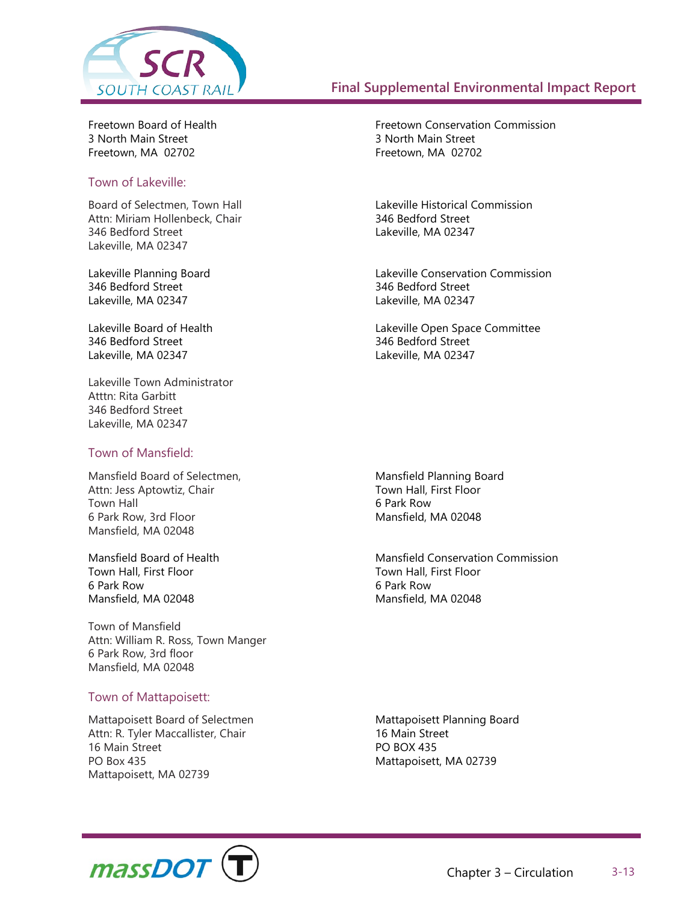Freetown Board of Health
3 North Main Street
Freetown, MA 02702

Freetown Conservation Commission
3 North Main Street
Freetown, MA 02702

### Town of Lakeville:

Board of Selectmen, Town Hall
Attn: Miriam Hollenbeck, Chair
346 Bedford Street
Lakeville, MA 02347

Lakeville Historical Commission
346 Bedford Street
Lakeville, MA 02347

Lakeville Planning Board
346 Bedford Street
Lakeville, MA 02347

Lakeville Conservation Commission
346 Bedford Street
Lakeville, MA 02347

Lakeville Board of Health
346 Bedford Street
Lakeville, MA 02347

Lakeville Open Space Committee
346 Bedford Street
Lakeville, MA 02347

Lakeville Town Administrator
Atttn: Rita Garbitt
346 Bedford Street
Lakeville, MA 02347

### Town of Mansfield:

Mansfield Board of Selectmen,
Attn: Jess Aptowtiz, Chair
Town Hall
6 Park Row, 3rd Floor
Mansfield, MA 02048

Mansfield Planning Board
Town Hall, First Floor
6 Park Row
Mansfield, MA 02048

Mansfield Board of Health
Town Hall, First Floor
6 Park Row
Mansfield, MA 02048

Mansfield Conservation Commission
Town Hall, First Floor
6 Park Row
Mansfield, MA 02048

Town of Mansfield
Attn: William R. Ross, Town Manger
6 Park Row, 3rd floor
Mansfield, MA 02048

### Town of Mattapoisett:

Mattapoisett Board of Selectmen
Attn: R. Tyler Maccallister, Chair
16 Main Street
PO Box 435
Mattapoisett, MA 02739

Mattapoisett Planning Board
16 Main Street
PO BOX 435
Mattapoisett, MA 02739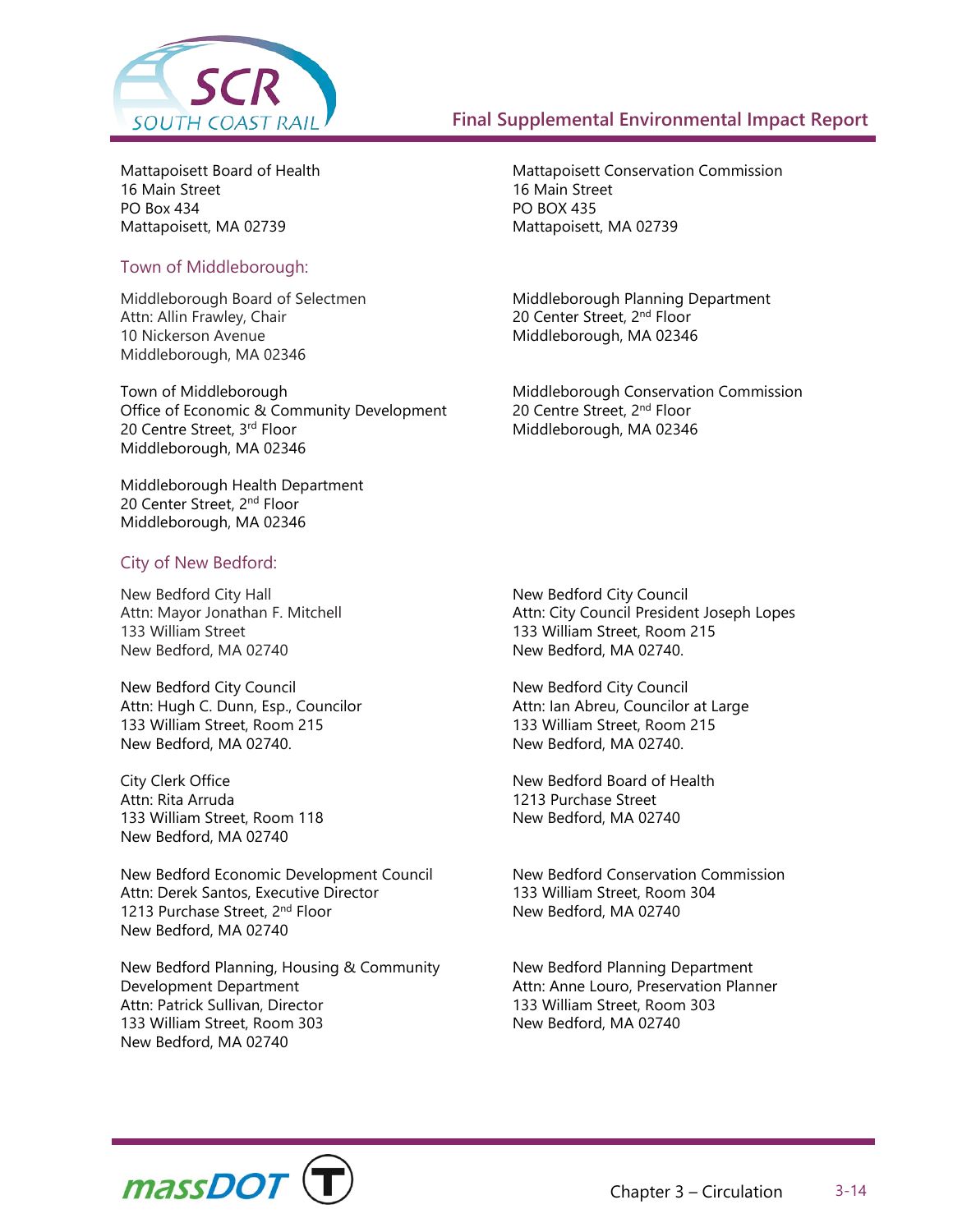Mattapoisett Board of Health
16 Main Street
PO Box 434
Mattapoisett, MA 02739

Mattapoisett Conservation Commission
16 Main Street
PO BOX 435
Mattapoisett, MA 02739

### Town of Middleborough:

Middleborough Board of Selectmen
Attn: Allin Frawley, Chair
10 Nickerson Avenue
Middleborough, MA 02346

Middleborough Planning Department
20 Center Street, 2nd Floor
Middleborough, MA 02346

Town of Middleborough
Office of Economic & Community Development
20 Centre Street, 3rd Floor
Middleborough, MA 02346

Middleborough Conservation Commission
20 Centre Street, 2nd Floor
Middleborough, MA 02346

Middleborough Health Department
20 Center Street, 2nd Floor
Middleborough, MA 02346

### City of New Bedford:

New Bedford City Hall
Attn: Mayor Jonathan F. Mitchell
133 William Street
New Bedford, MA 02740

New Bedford City Council
Attn: City Council President Joseph Lopes
133 William Street, Room 215
New Bedford, MA 02740.

New Bedford City Council
Attn: Hugh C. Dunn, Esp., Councilor
133 William Street, Room 215
New Bedford, MA 02740.

New Bedford City Council
Attn: Ian Abreu, Councilor at Large
133 William Street, Room 215
New Bedford, MA 02740.

City Clerk Office
Attn: Rita Arruda
133 William Street, Room 118
New Bedford, MA 02740

New Bedford Board of Health
1213 Purchase Street
New Bedford, MA 02740

New Bedford Economic Development Council
Attn: Derek Santos, Executive Director
1213 Purchase Street, 2nd Floor
New Bedford, MA 02740

New Bedford Conservation Commission
133 William Street, Room 304
New Bedford, MA 02740

New Bedford Planning, Housing & Community Development Department
Attn: Patrick Sullivan, Director
133 William Street, Room 303
New Bedford, MA 02740

New Bedford Planning Department
Attn: Anne Louro, Preservation Planner
133 William Street, Room 303
New Bedford, MA 02740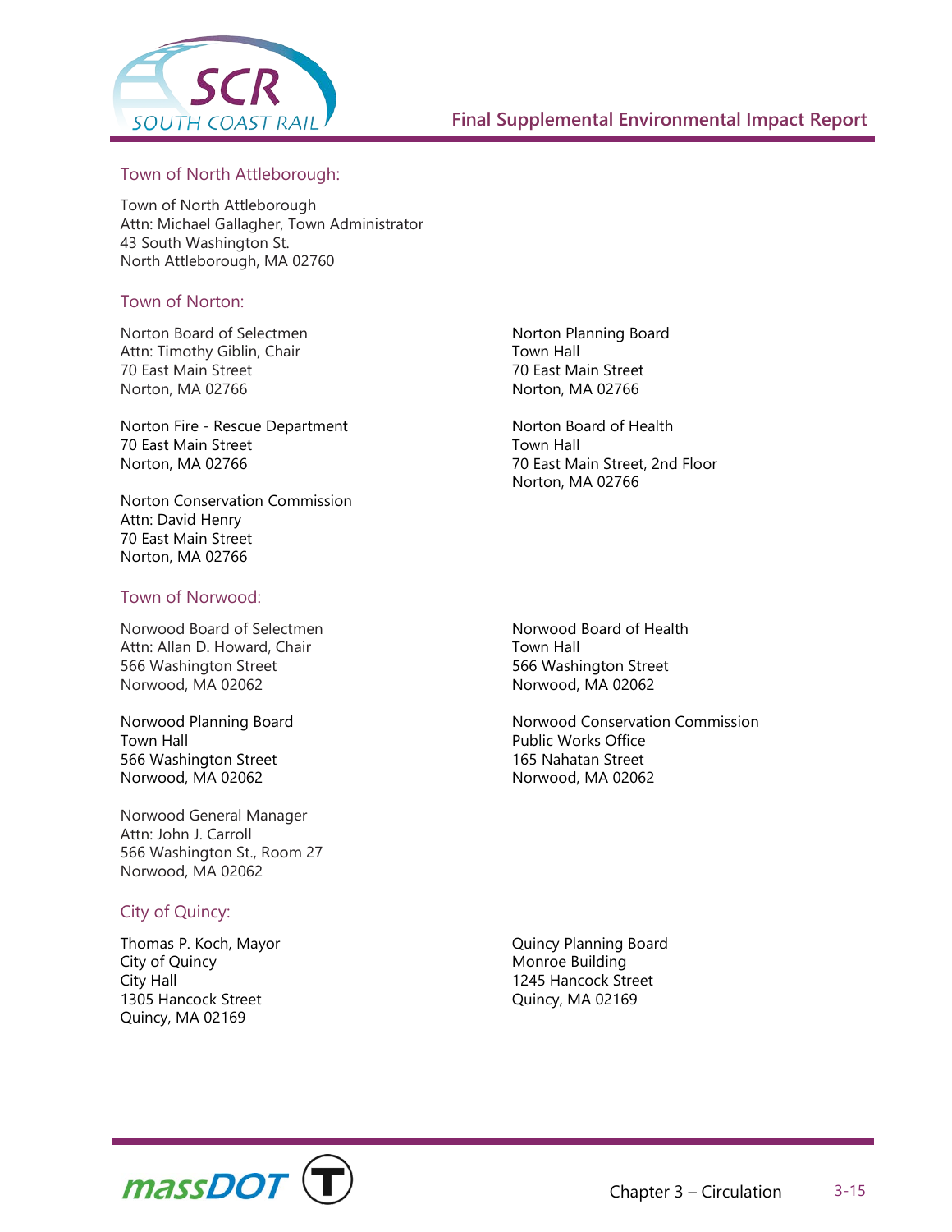### Town of North Attleborough:

Town of North Attleborough
Attn: Michael Gallagher, Town Administrator
43 South Washington St.
North Attleborough, MA 02760

### Town of Norton:

Norton Board of Selectmen
Attn: Timothy Giblin, Chair
70 East Main Street
Norton, MA 02766

Norton Fire - Rescue Department
70 East Main Street
Norton, MA 02766

Norton Conservation Commission
Attn: David Henry
70 East Main Street
Norton, MA 02766

Norton Planning Board
Town Hall
70 East Main Street
Norton, MA 02766

Norton Board of Health
Town Hall
70 East Main Street, 2nd Floor
Norton, MA 02766

### Town of Norwood:

Norwood Board of Selectmen
Attn: Allan D. Howard, Chair
566 Washington Street
Norwood, MA 02062

Norwood Planning Board
Town Hall
566 Washington Street
Norwood, MA 02062

Norwood General Manager
Attn: John J. Carroll
566 Washington St., Room 27
Norwood, MA 02062

Norwood Board of Health
Town Hall
566 Washington Street
Norwood, MA 02062

Norwood Conservation Commission
Public Works Office
165 Nahatan Street
Norwood, MA 02062

### City of Quincy:

Thomas P. Koch, Mayor
City of Quincy
City Hall
1305 Hancock Street
Quincy, MA 02169

Quincy Planning Board
Monroe Building
1245 Hancock Street
Quincy, MA 02169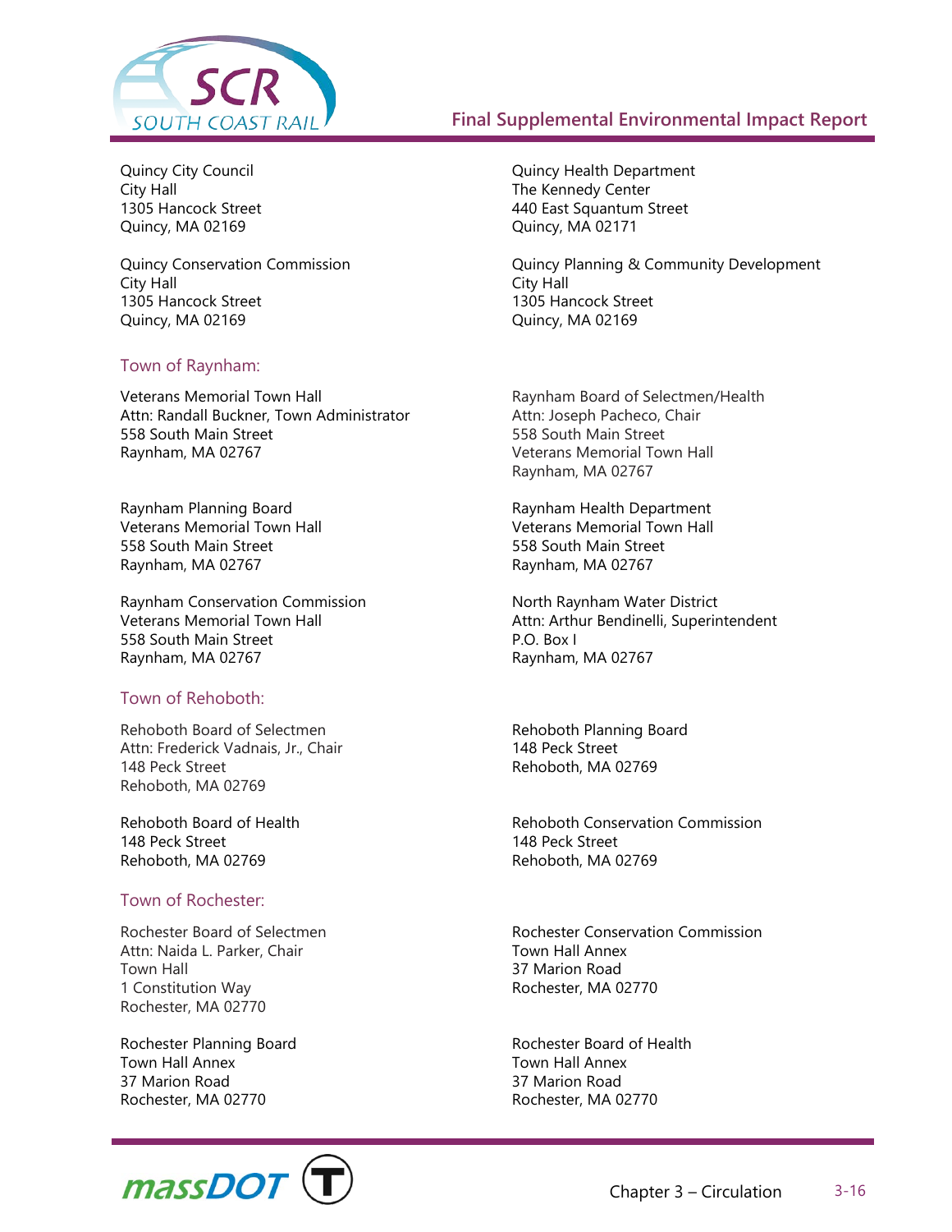Quincy City Council
City Hall
1305 Hancock Street
Quincy, MA 02169

Quincy Health Department
The Kennedy Center
440 East Squantum Street
Quincy, MA 02171

Quincy Conservation Commission
City Hall
1305 Hancock Street
Quincy, MA 02169

Quincy Planning & Community Development
City Hall
1305 Hancock Street
Quincy, MA 02169

## Town of Raynham:

Veterans Memorial Town Hall
Attn: Randall Buckner, Town Administrator
558 South Main Street
Raynham, MA 02767

Raynham Board of Selectmen/Health
Attn: Joseph Pacheco, Chair
558 South Main Street
Veterans Memorial Town Hall
Raynham, MA 02767

Raynham Planning Board
Veterans Memorial Town Hall
558 South Main Street
Raynham, MA 02767

Raynham Health Department
Veterans Memorial Town Hall
558 South Main Street
Raynham, MA 02767

Raynham Conservation Commission
Veterans Memorial Town Hall
558 South Main Street
Raynham, MA 02767

North Raynham Water District
Attn: Arthur Bendinelli, Superintendent
P.O. Box I
Raynham, MA 02767

## Town of Rehoboth:

Rehoboth Board of Selectmen
Attn: Frederick Vadnais, Jr., Chair
148 Peck Street
Rehoboth, MA 02769

Rehoboth Planning Board
148 Peck Street
Rehoboth, MA 02769

Rehoboth Board of Health
148 Peck Street
Rehoboth, MA 02769

Rehoboth Conservation Commission
148 Peck Street
Rehoboth, MA 02769

## Town of Rochester:

Rochester Board of Selectmen
Attn: Naida L. Parker, Chair
Town Hall
1 Constitution Way
Rochester, MA 02770

Rochester Conservation Commission
Town Hall Annex
37 Marion Road
Rochester, MA 02770

Rochester Planning Board
Town Hall Annex
37 Marion Road
Rochester, MA 02770

Rochester Board of Health
Town Hall Annex
37 Marion Road
Rochester, MA 02770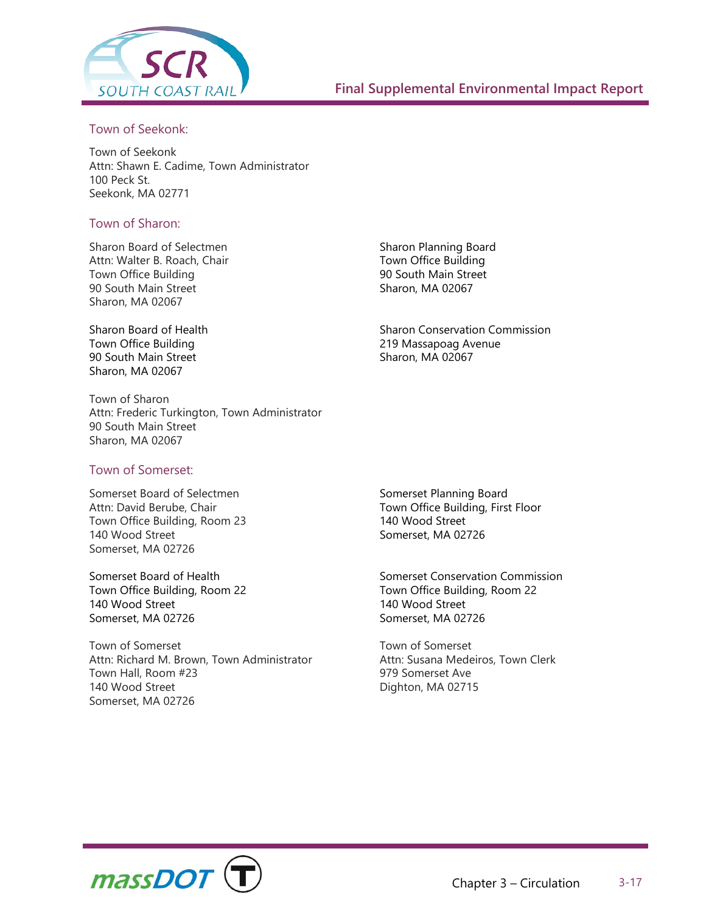### Town of Seekonk:

Town of Seekonk
Attn: Shawn E. Cadime, Town Administrator
100 Peck St.
Seekonk, MA 02771

### Town of Sharon:

Sharon Board of Selectmen
Attn: Walter B. Roach, Chair
Town Office Building
90 South Main Street
Sharon, MA 02067

Sharon Planning Board
Town Office Building
90 South Main Street
Sharon, MA 02067

Sharon Board of Health
Town Office Building
90 South Main Street
Sharon, MA 02067

Sharon Conservation Commission
219 Massapoag Avenue
Sharon, MA 02067

Town of Sharon
Attn: Frederic Turkington, Town Administrator
90 South Main Street
Sharon, MA 02067

### Town of Somerset:

Somerset Board of Selectmen
Attn: David Berube, Chair
Town Office Building, Room 23
140 Wood Street
Somerset, MA 02726

Somerset Planning Board
Town Office Building, First Floor
140 Wood Street
Somerset, MA 02726

Somerset Board of Health
Town Office Building, Room 22
140 Wood Street
Somerset, MA 02726

Somerset Conservation Commission
Town Office Building, Room 22
140 Wood Street
Somerset, MA 02726

Town of Somerset
Attn: Richard M. Brown, Town Administrator
Town Hall, Room #23
140 Wood Street
Somerset, MA 02726

Town of Somerset
Attn: Susana Medeiros, Town Clerk
979 Somerset Ave
Dighton, MA 02715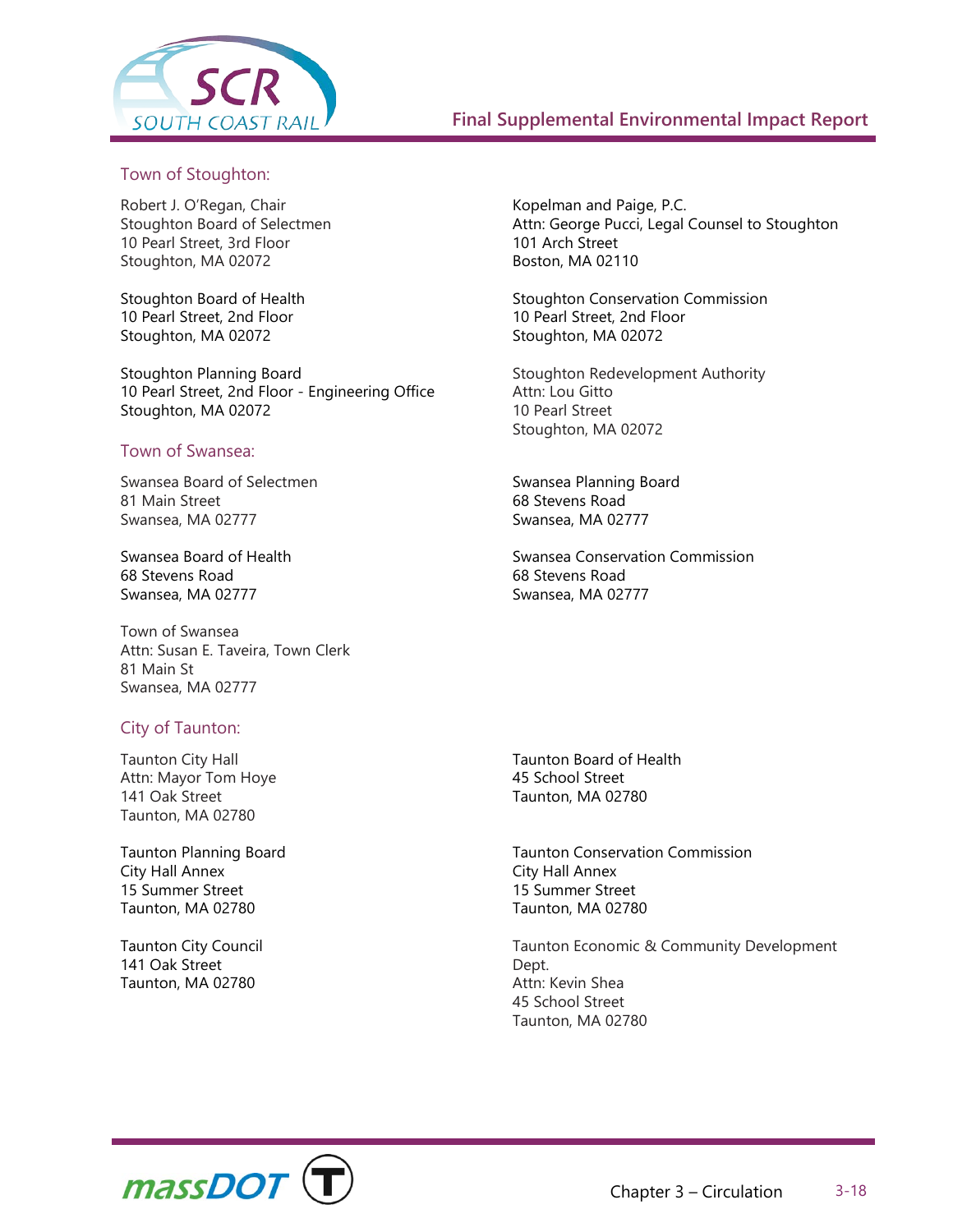### Town of Stoughton:

Robert J. O'Regan, Chair
Stoughton Board of Selectmen
10 Pearl Street, 3rd Floor
Stoughton, MA 02072

Kopelman and Paige, P.C.
Attn: George Pucci, Legal Counsel to Stoughton
101 Arch Street
Boston, MA 02110

Stoughton Board of Health
10 Pearl Street, 2nd Floor
Stoughton, MA 02072

Stoughton Conservation Commission
10 Pearl Street, 2nd Floor
Stoughton, MA 02072

Stoughton Planning Board
10 Pearl Street, 2nd Floor - Engineering Office
Stoughton, MA 02072

Stoughton Redevelopment Authority
Attn: Lou Gitto
10 Pearl Street
Stoughton, MA 02072

### Town of Swansea:

Swansea Board of Selectmen
81 Main Street
Swansea, MA 02777

Swansea Planning Board
68 Stevens Road
Swansea, MA 02777

Swansea Board of Health
68 Stevens Road
Swansea, MA 02777

Swansea Conservation Commission
68 Stevens Road
Swansea, MA 02777

Town of Swansea
Attn: Susan E. Taveira, Town Clerk
81 Main St
Swansea, MA 02777

### City of Taunton:

Taunton City Hall
Attn: Mayor Tom Hoye
141 Oak Street
Taunton, MA 02780

Taunton Board of Health
45 School Street
Taunton, MA 02780

Taunton Planning Board
City Hall Annex
15 Summer Street
Taunton, MA 02780

Taunton Conservation Commission
City Hall Annex
15 Summer Street
Taunton, MA 02780

Taunton City Council
141 Oak Street
Taunton, MA 02780

Taunton Economic & Community Development Dept.
Attn: Kevin Shea
45 School Street
Taunton, MA 02780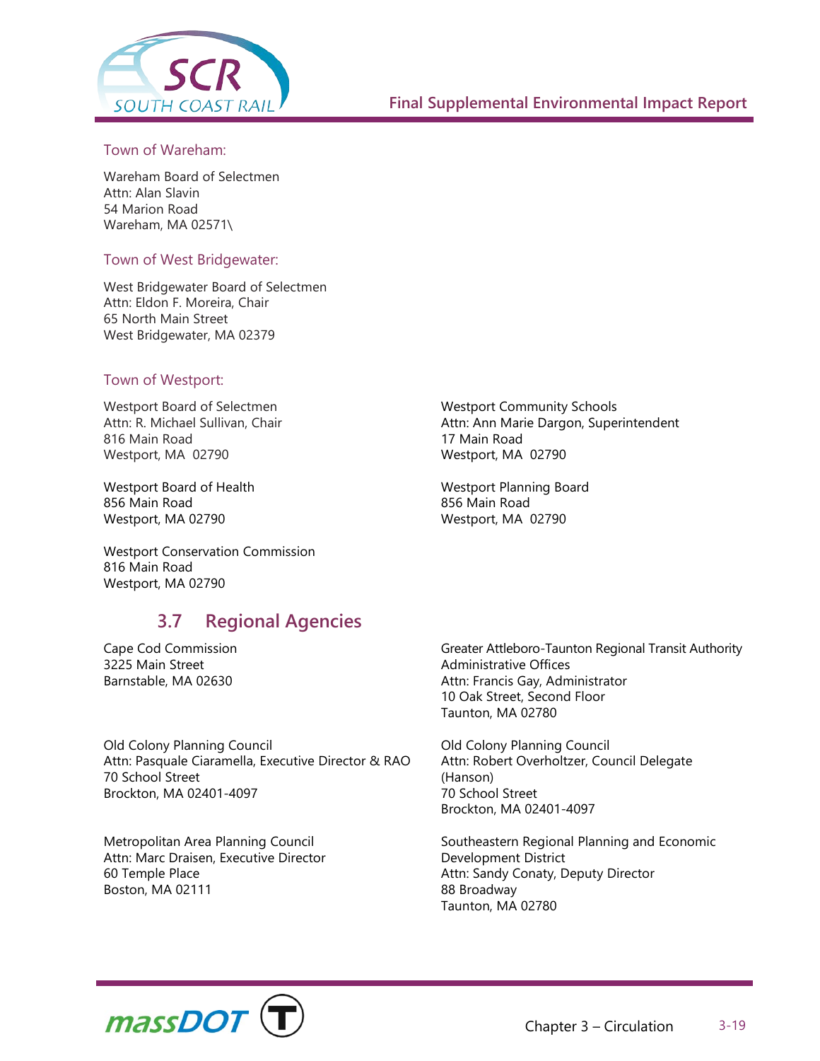Town of Wareham:

Wareham Board of Selectmen
Attn: Alan Slavin
54 Marion Road
Wareham, MA 02571\

Town of West Bridgewater:

West Bridgewater Board of Selectmen
Attn: Eldon F. Moreira, Chair
65 North Main Street
West Bridgewater, MA 02379

Town of Westport:

Westport Board of Selectmen
Attn: R. Michael Sullivan, Chair
816 Main Road
Westport, MA 02790

Westport Community Schools
Attn: Ann Marie Dargon, Superintendent
17 Main Road
Westport, MA 02790

Westport Board of Health
856 Main Road
Westport, MA 02790

Westport Planning Board
856 Main Road
Westport, MA 02790

Westport Conservation Commission
816 Main Road
Westport, MA 02790

## 3.7 Regional Agencies

Cape Cod Commission
3225 Main Street
Barnstable, MA 02630

Greater Attleboro-Taunton Regional Transit Authority
Administrative Offices
Attn: Francis Gay, Administrator
10 Oak Street, Second Floor
Taunton, MA 02780

Old Colony Planning Council
Attn: Pasquale Ciaramella, Executive Director & RAO
70 School Street
Brockton, MA 02401-4097

Old Colony Planning Council
Attn: Robert Overholtzer, Council Delegate (Hanson)
70 School Street
Brockton, MA 02401-4097

Metropolitan Area Planning Council
Attn: Marc Draisen, Executive Director
60 Temple Place
Boston, MA 02111

Southeastern Regional Planning and Economic Development District
Attn: Sandy Conaty, Deputy Director
88 Broadway
Taunton, MA 02780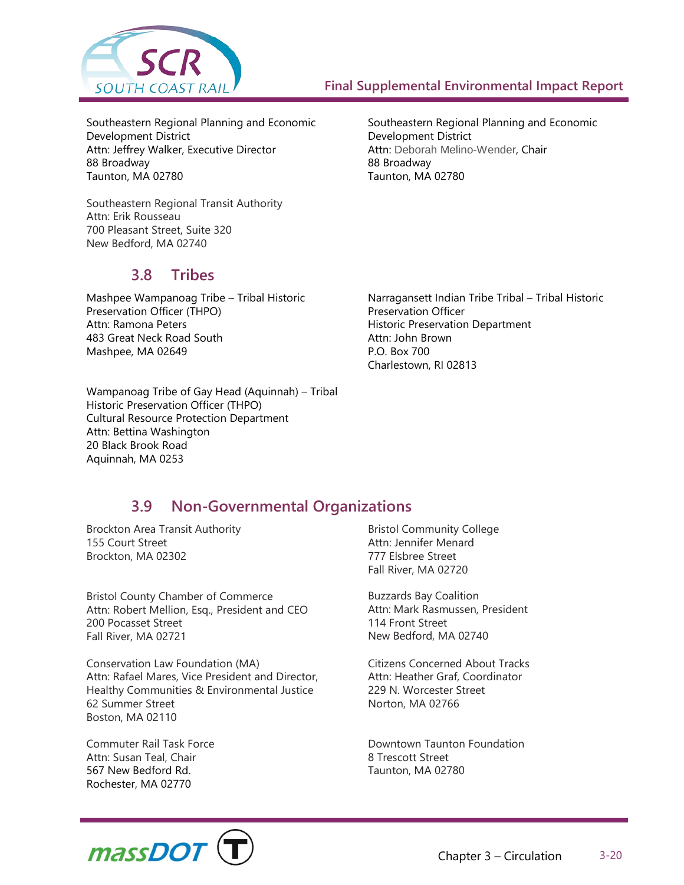Southeastern Regional Planning and Economic Development District
Attn: Jeffrey Walker, Executive Director
88 Broadway
Taunton, MA 02780

Southeastern Regional Planning and Economic Development District
Attn: Deborah Melino-Wender, Chair
88 Broadway
Taunton, MA 02780

Southeastern Regional Transit Authority
Attn: Erik Rousseau
700 Pleasant Street, Suite 320
New Bedford, MA 02740

## 3.8 Tribes

Mashpee Wampanoag Tribe – Tribal Historic Preservation Officer (THPO)
Attn: Ramona Peters
483 Great Neck Road South
Mashpee, MA 02649

Narragansett Indian Tribe Tribal – Tribal Historic Preservation Officer
Historic Preservation Department
Attn: John Brown
P.O. Box 700
Charlestown, RI 02813

Wampanoag Tribe of Gay Head (Aquinnah) – Tribal Historic Preservation Officer (THPO)
Cultural Resource Protection Department
Attn: Bettina Washington
20 Black Brook Road
Aquinnah, MA 0253

## 3.9 Non-Governmental Organizations

Brockton Area Transit Authority
155 Court Street
Brockton, MA 02302

Bristol Community College
Attn: Jennifer Menard
777 Elsbree Street
Fall River, MA 02720

Bristol County Chamber of Commerce
Attn: Robert Mellion, Esq., President and CEO
200 Pocasset Street
Fall River, MA 02721

Buzzards Bay Coalition
Attn: Mark Rasmussen, President
114 Front Street
New Bedford, MA 02740

Conservation Law Foundation (MA)
Attn: Rafael Mares, Vice President and Director, Healthy Communities & Environmental Justice
62 Summer Street
Boston, MA 02110

Citizens Concerned About Tracks
Attn: Heather Graf, Coordinator
229 N. Worcester Street
Norton, MA 02766

Commuter Rail Task Force
Attn: Susan Teal, Chair
567 New Bedford Rd.
Rochester, MA 02770

Downtown Taunton Foundation
8 Trescott Street
Taunton, MA 02780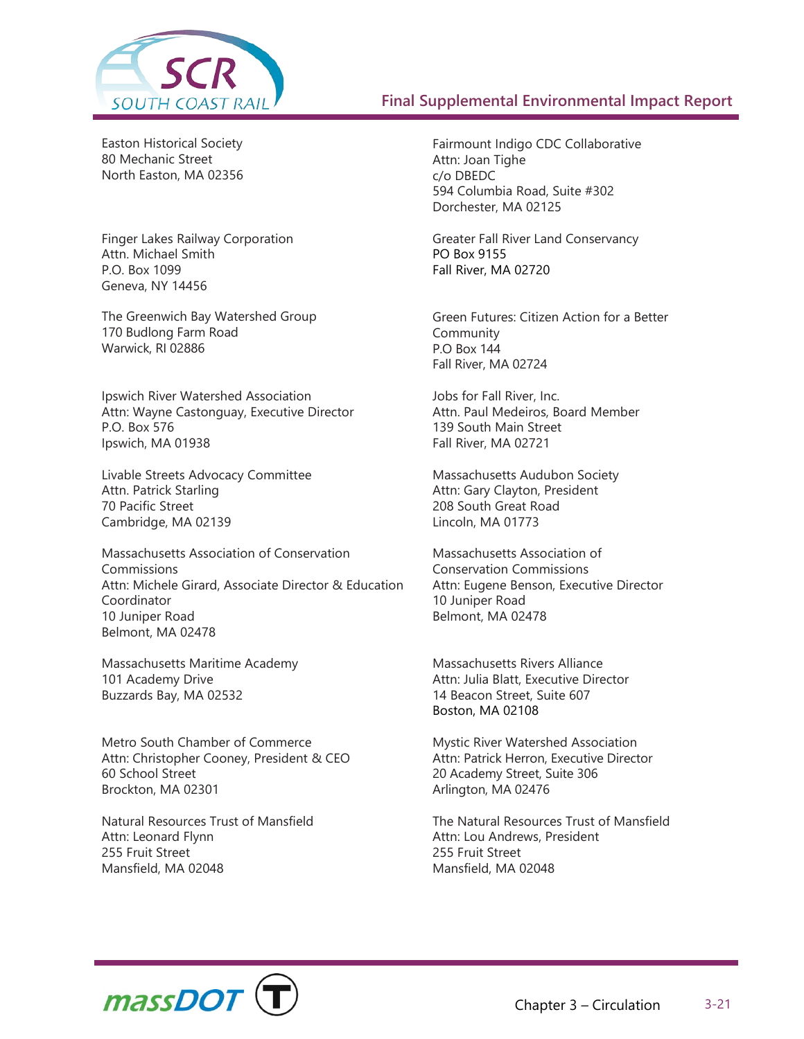Easton Historical Society
80 Mechanic Street
North Easton, MA 02356

Fairmount Indigo CDC Collaborative
Attn: Joan Tighe
c/o DBEDC
594 Columbia Road, Suite #302
Dorchester, MA 02125

Finger Lakes Railway Corporation
Attn. Michael Smith
P.O. Box 1099
Geneva, NY 14456

Greater Fall River Land Conservancy
PO Box 9155
Fall River, MA 02720

The Greenwich Bay Watershed Group
170 Budlong Farm Road
Warwick, RI 02886

Green Futures: Citizen Action for a Better Community
P.O Box 144
Fall River, MA 02724

Ipswich River Watershed Association
Attn: Wayne Castonguay, Executive Director
P.O. Box 576
Ipswich, MA 01938

Jobs for Fall River, Inc.
Attn. Paul Medeiros, Board Member
139 South Main Street
Fall River, MA 02721

Livable Streets Advocacy Committee
Attn. Patrick Starling
70 Pacific Street
Cambridge, MA 02139

Massachusetts Audubon Society
Attn: Gary Clayton, President
208 South Great Road
Lincoln, MA 01773

Massachusetts Association of Conservation Commissions
Attn: Michele Girard, Associate Director & Education Coordinator
10 Juniper Road
Belmont, MA 02478

Massachusetts Association of Conservation Commissions
Attn: Eugene Benson, Executive Director
10 Juniper Road
Belmont, MA 02478

Massachusetts Maritime Academy
101 Academy Drive
Buzzards Bay, MA 02532

Massachusetts Rivers Alliance
Attn: Julia Blatt, Executive Director
14 Beacon Street, Suite 607
Boston, MA 02108

Metro South Chamber of Commerce
Attn: Christopher Cooney, President & CEO
60 School Street
Brockton, MA 02301

Mystic River Watershed Association
Attn: Patrick Herron, Executive Director
20 Academy Street, Suite 306
Arlington, MA 02476

Natural Resources Trust of Mansfield
Attn: Leonard Flynn
255 Fruit Street
Mansfield, MA 02048

The Natural Resources Trust of Mansfield
Attn: Lou Andrews, President
255 Fruit Street
Mansfield, MA 02048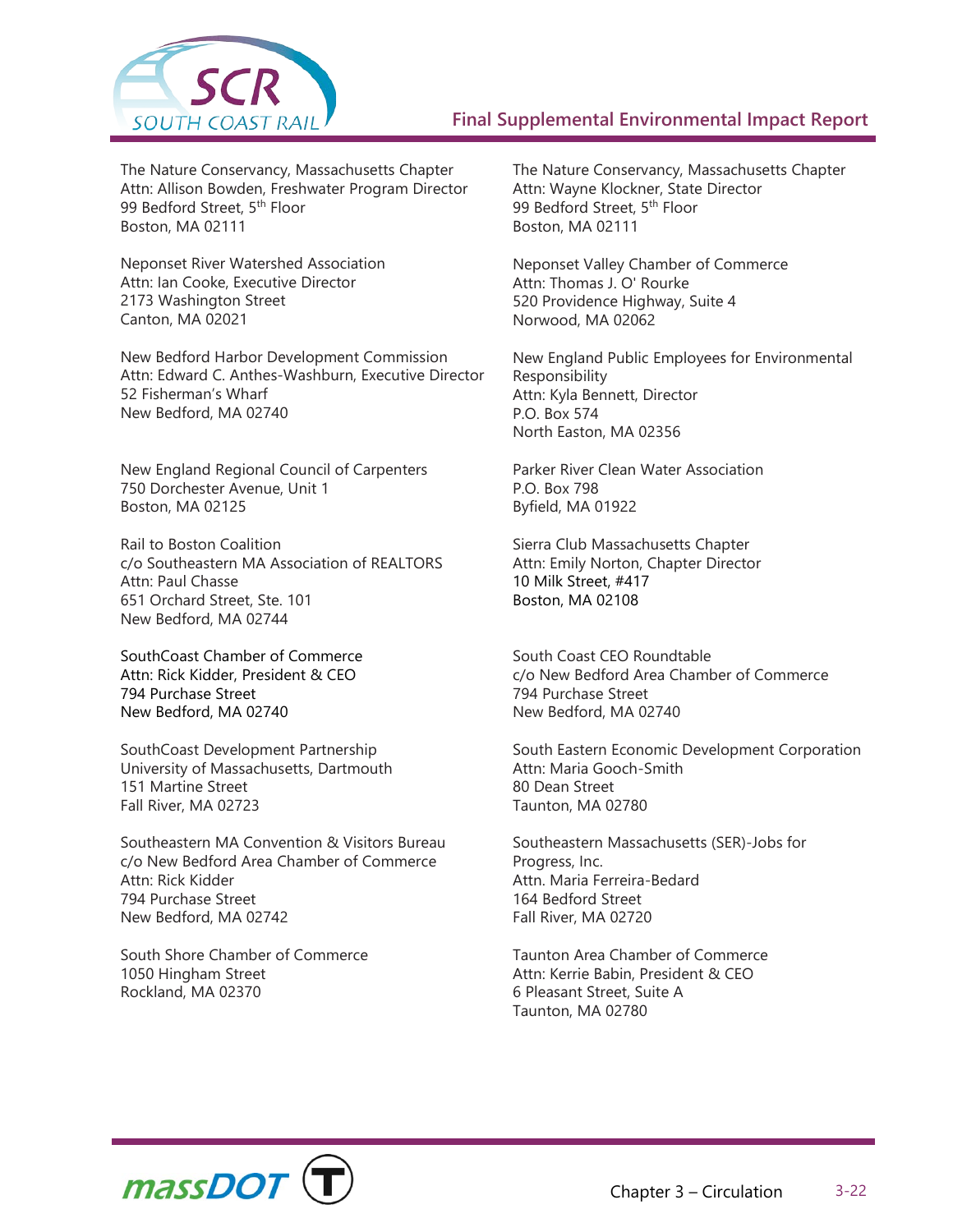The Nature Conservancy, Massachusetts Chapter
Attn: Allison Bowden, Freshwater Program Director
99 Bedford Street, 5th Floor
Boston, MA 02111

The Nature Conservancy, Massachusetts Chapter
Attn: Wayne Klockner, State Director
99 Bedford Street, 5th Floor
Boston, MA 02111

Neponset River Watershed Association
Attn: Ian Cooke, Executive Director
2173 Washington Street
Canton, MA 02021

Neponset Valley Chamber of Commerce
Attn: Thomas J. O' Rourke
520 Providence Highway, Suite 4
Norwood, MA 02062

New Bedford Harbor Development Commission
Attn: Edward C. Anthes-Washburn, Executive Director
52 Fisherman's Wharf
New Bedford, MA 02740

New England Public Employees for Environmental Responsibility
Attn: Kyla Bennett, Director
P.O. Box 574
North Easton, MA 02356

New England Regional Council of Carpenters
750 Dorchester Avenue, Unit 1
Boston, MA 02125

Parker River Clean Water Association
P.O. Box 798
Byfield, MA 01922

Rail to Boston Coalition
c/o Southeastern MA Association of REALTORS
Attn: Paul Chasse
651 Orchard Street, Ste. 101
New Bedford, MA 02744

Sierra Club Massachusetts Chapter
Attn: Emily Norton, Chapter Director
10 Milk Street, #417
Boston, MA 02108

SouthCoast Chamber of Commerce
Attn: Rick Kidder, President & CEO
794 Purchase Street
New Bedford, MA 02740

South Coast CEO Roundtable
c/o New Bedford Area Chamber of Commerce
794 Purchase Street
New Bedford, MA 02740

SouthCoast Development Partnership
University of Massachusetts, Dartmouth
151 Martine Street
Fall River, MA 02723

South Eastern Economic Development Corporation
Attn: Maria Gooch-Smith
80 Dean Street
Taunton, MA 02780

Southeastern MA Convention & Visitors Bureau
c/o New Bedford Area Chamber of Commerce
Attn: Rick Kidder
794 Purchase Street
New Bedford, MA 02742

Southeastern Massachusetts (SER)-Jobs for Progress, Inc.
Attn. Maria Ferreira-Bedard
164 Bedford Street
Fall River, MA 02720

South Shore Chamber of Commerce
1050 Hingham Street
Rockland, MA 02370

Taunton Area Chamber of Commerce
Attn: Kerrie Babin, President & CEO
6 Pleasant Street, Suite A
Taunton, MA 02780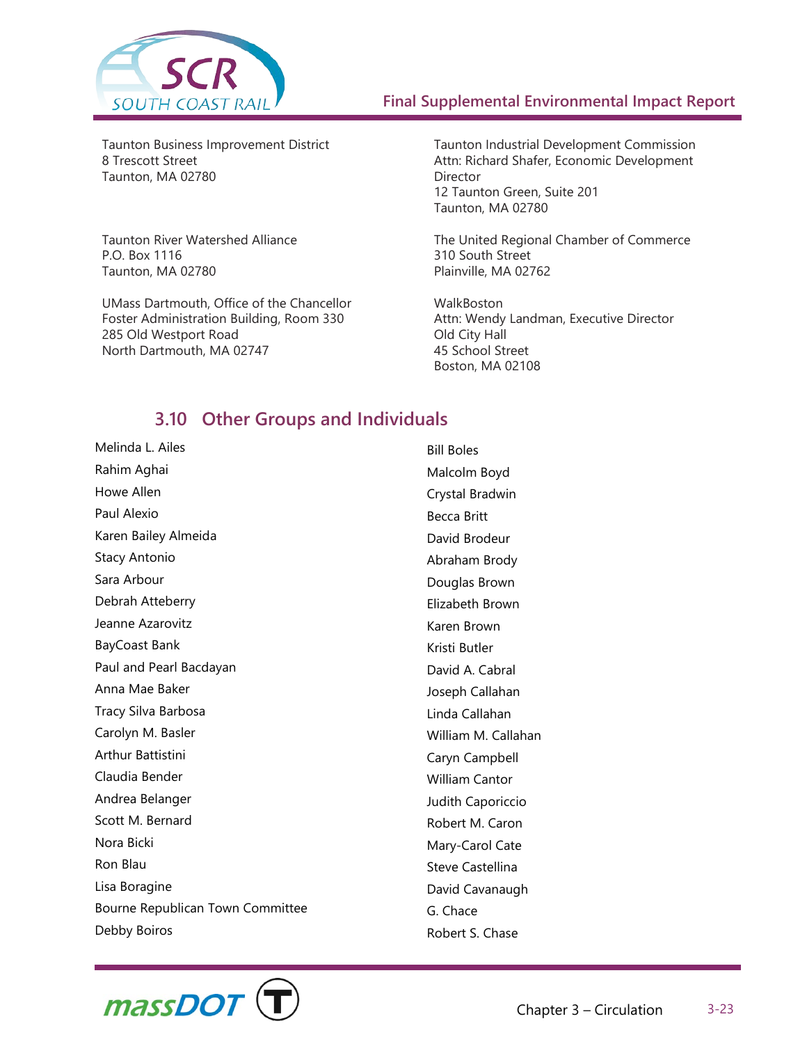Taunton Business Improvement District
8 Trescott Street
Taunton, MA 02780

Taunton River Watershed Alliance
P.O. Box 1116
Taunton, MA 02780

UMass Dartmouth, Office of the Chancellor
Foster Administration Building, Room 330
285 Old Westport Road
North Dartmouth, MA 02747

Taunton Industrial Development Commission
Attn: Richard Shafer, Economic Development Director
12 Taunton Green, Suite 201
Taunton, MA 02780

The United Regional Chamber of Commerce
310 South Street
Plainville, MA 02762

WalkBoston
Attn: Wendy Landman, Executive Director
Old City Hall
45 School Street
Boston, MA 02108

## 3.10 Other Groups and Individuals

Melinda L. Ailes
Rahim Aghai
Howe Allen
Paul Alexio
Karen Bailey Almeida
Stacy Antonio
Sara Arbour
Debrah Atteberry
Jeanne Azarovitz
BayCoast Bank
Paul and Pearl Bacdayan
Anna Mae Baker
Tracy Silva Barbosa
Carolyn M. Basler
Arthur Battistini
Claudia Bender
Andrea Belanger
Scott M. Bernard
Nora Bicki
Ron Blau
Lisa Boragine
Bourne Republican Town Committee
Debby Boiros
Bill Boles
Malcolm Boyd
Crystal Bradwin
Becca Britt
David Brodeur
Abraham Brody
Douglas Brown
Elizabeth Brown
Karen Brown
Kristi Butler
David A. Cabral
Joseph Callahan
Linda Callahan
William M. Callahan
Caryn Campbell
William Cantor
Judith Caporiccio
Robert M. Caron
Mary-Carol Cate
Steve Castellina
David Cavanaugh
G. Chace
Robert S. Chase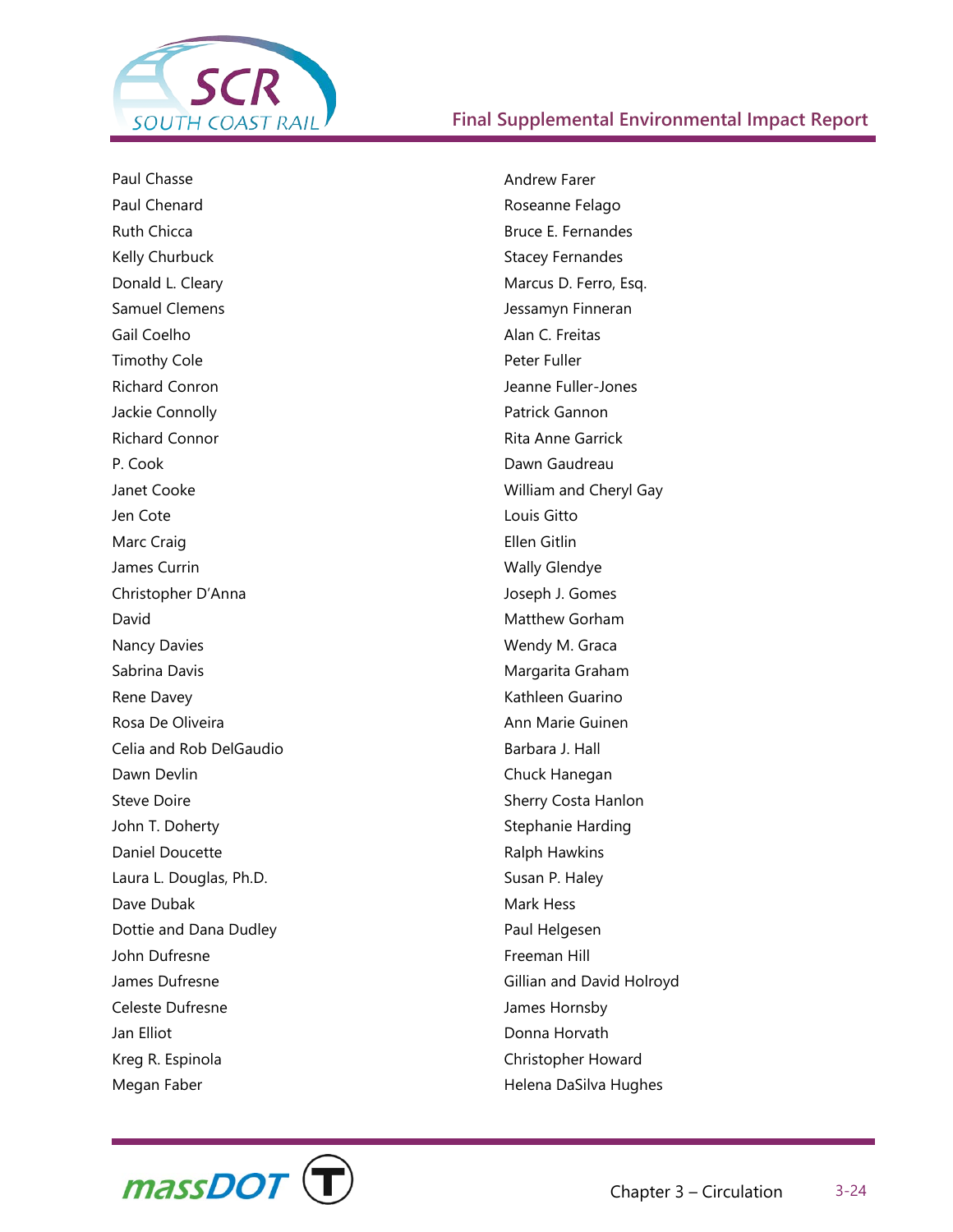Paul Chasse
Paul Chenard
Ruth Chicca
Kelly Churbuck
Donald L. Cleary
Samuel Clemens
Gail Coelho
Timothy Cole
Richard Conron
Jackie Connolly
Richard Connor
P. Cook
Janet Cooke
Jen Cote
Marc Craig
James Currin
Christopher D'Anna
David
Nancy Davies
Sabrina Davis
Rene Davey
Rosa De Oliveira
Celia and Rob DelGaudio
Dawn Devlin
Steve Doire
John T. Doherty
Daniel Doucette
Laura L. Douglas, Ph.D.
Dave Dubak
Dottie and Dana Dudley
John Dufresne
James Dufresne
Celeste Dufresne
Jan Elliot
Kreg R. Espinola
Megan Faber
Andrew Farer
Roseanne Felago
Bruce E. Fernandes
Stacey Fernandes
Marcus D. Ferro, Esq.
Jessamyn Finneran
Alan C. Freitas
Peter Fuller
Jeanne Fuller-Jones
Patrick Gannon
Rita Anne Garrick
Dawn Gaudreau
William and Cheryl Gay
Louis Gitto
Ellen Gitlin
Wally Glendye
Joseph J. Gomes
Matthew Gorham
Wendy M. Graca
Margarita Graham
Kathleen Guarino
Ann Marie Guinen
Barbara J. Hall
Chuck Hanegan
Sherry Costa Hanlon
Stephanie Harding
Ralph Hawkins
Susan P. Haley
Mark Hess
Paul Helgesen
Freeman Hill
Gillian and David Holroyd
James Hornsby
Donna Horvath
Christopher Howard
Helena DaSilva Hughes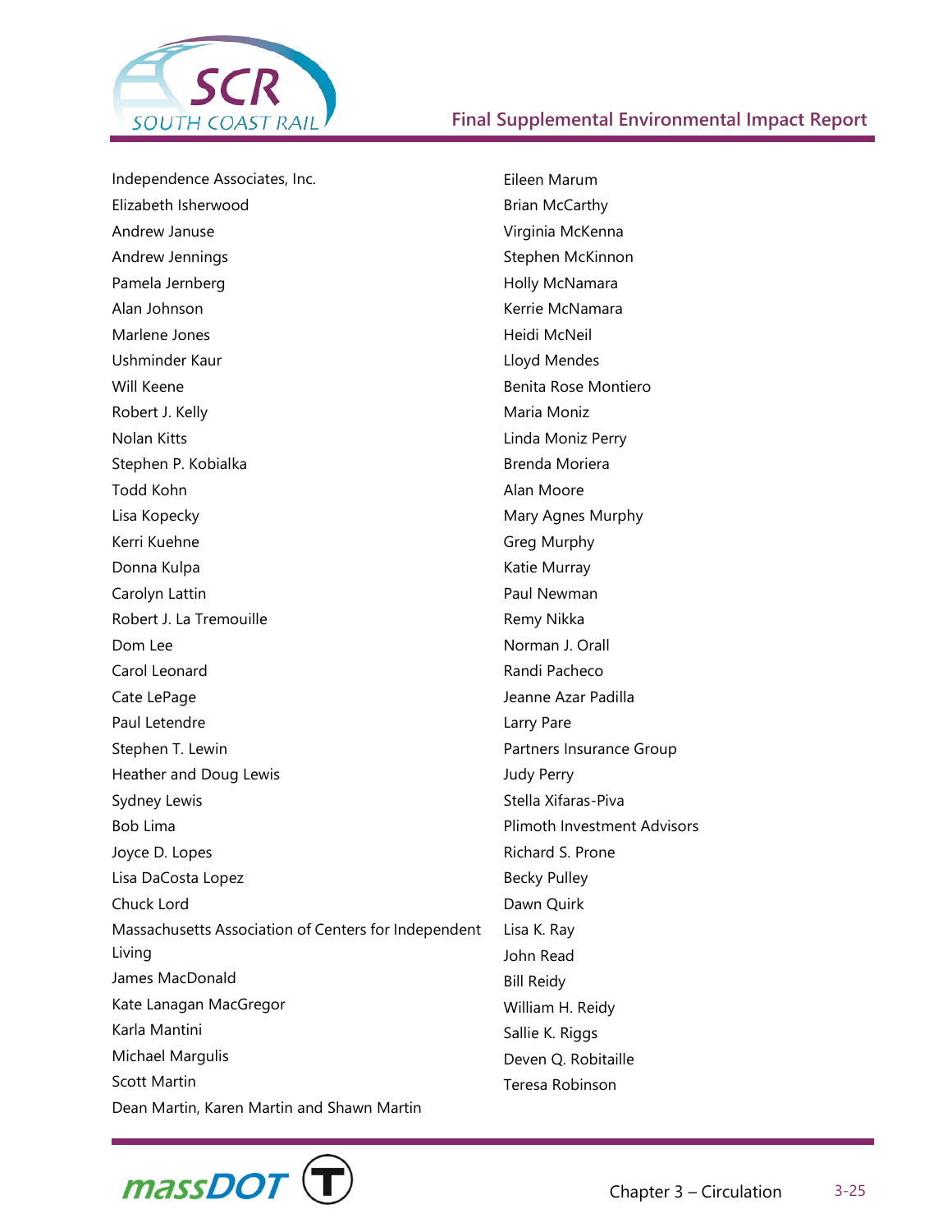Independence Associates, Inc.
Elizabeth Isherwood
Andrew Januse
Andrew Jennings
Pamela Jernberg
Alan Johnson
Marlene Jones
Ushminder Kaur
Will Keene
Robert J. Kelly
Nolan Kitts
Stephen P. Kobialka
Todd Kohn
Lisa Kopecky
Kerri Kuehne
Donna Kulpa
Carolyn Lattin
Robert J. La Tremouille
Dom Lee
Carol Leonard
Cate LePage
Paul Letendre
Stephen T. Lewin
Heather and Doug Lewis
Sydney Lewis
Bob Lima
Joyce D. Lopes
Lisa DaCosta Lopez
Chuck Lord
Massachusetts Association of Centers for Independent Living
James MacDonald
Kate Lanagan MacGregor
Karla Mantini
Michael Margulis
Scott Martin
Dean Martin, Karen Martin and Shawn Martin
Eileen Marum
Brian McCarthy
Virginia McKenna
Stephen McKinnon
Holly McNamara
Kerrie McNamara
Heidi McNeil
Lloyd Mendes
Benita Rose Montiero
Maria Moniz
Linda Moniz Perry
Brenda Moriera
Alan Moore
Mary Agnes Murphy
Greg Murphy
Katie Murray
Paul Newman
Remy Nikka
Norman J. Orall
Randi Pacheco
Jeanne Azar Padilla
Larry Pare
Partners Insurance Group
Judy Perry
Stella Xifaras-Piva
Plimoth Investment Advisors
Richard S. Prone
Becky Pulley
Dawn Quirk
Lisa K. Ray
John Read
Bill Reidy
William H. Reidy
Sallie K. Riggs
Deven Q. Robitaille
Teresa Robinson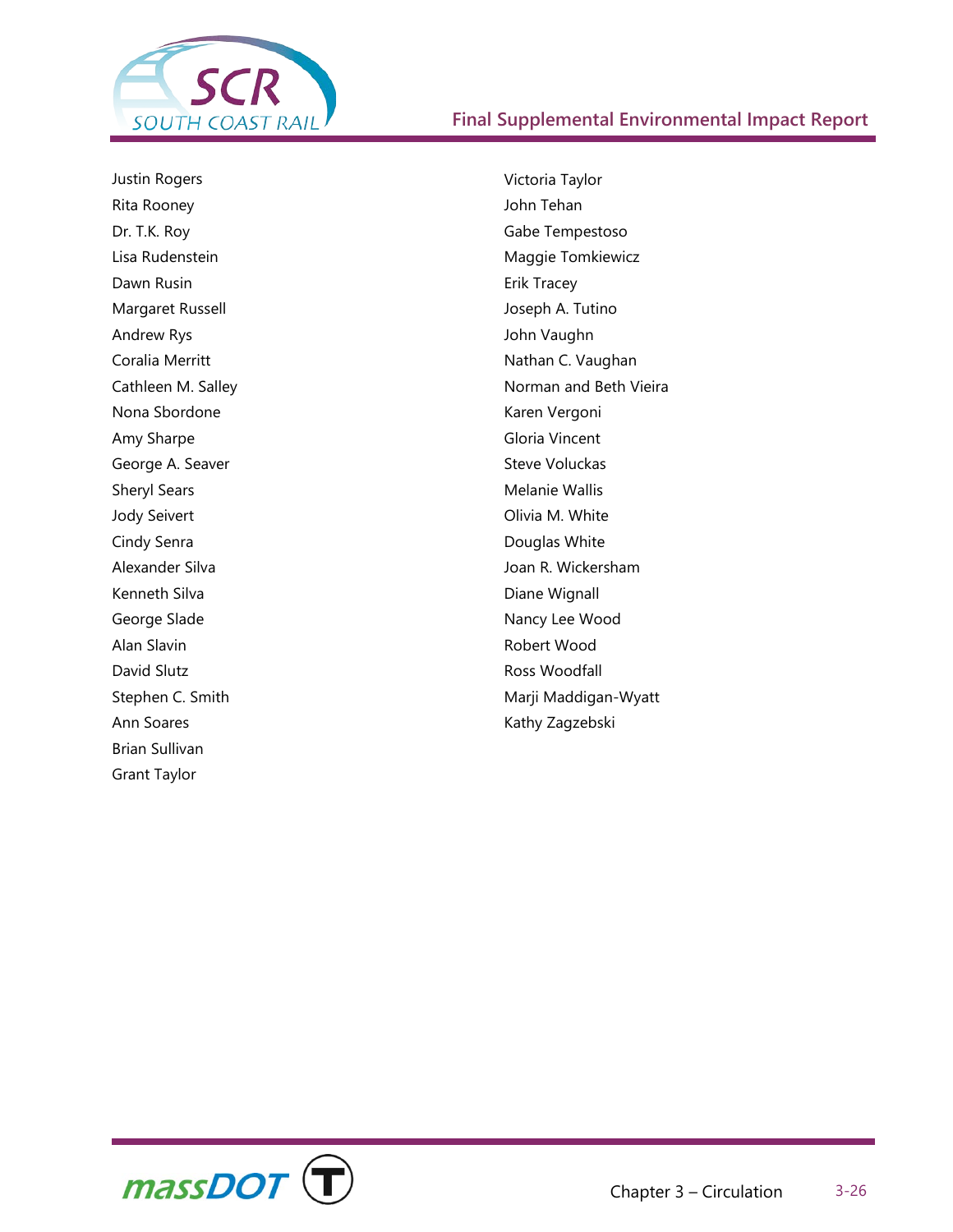Justin Rogers
Rita Rooney
Dr. T.K. Roy
Lisa Rudenstein
Dawn Rusin
Margaret Russell
Andrew Rys
Coralia Merritt
Cathleen M. Salley
Nona Sbordone
Amy Sharpe
George A. Seaver
Sheryl Sears
Jody Seivert
Cindy Senra
Alexander Silva
Kenneth Silva
George Slade
Alan Slavin
David Slutz
Stephen C. Smith
Ann Soares
Brian Sullivan
Grant Taylor
Victoria Taylor
John Tehan
Gabe Tempestoso
Maggie Tomkiewicz
Erik Tracey
Joseph A. Tutino
John Vaughn
Nathan C. Vaughan
Norman and Beth Vieira
Karen Vergoni
Gloria Vincent
Steve Voluckas
Melanie Wallis
Olivia M. White
Douglas White
Joan R. Wickersham
Diane Wignall
Nancy Lee Wood
Robert Wood
Ross Woodfall
Marji Maddigan-Wyatt
Kathy Zagzebski